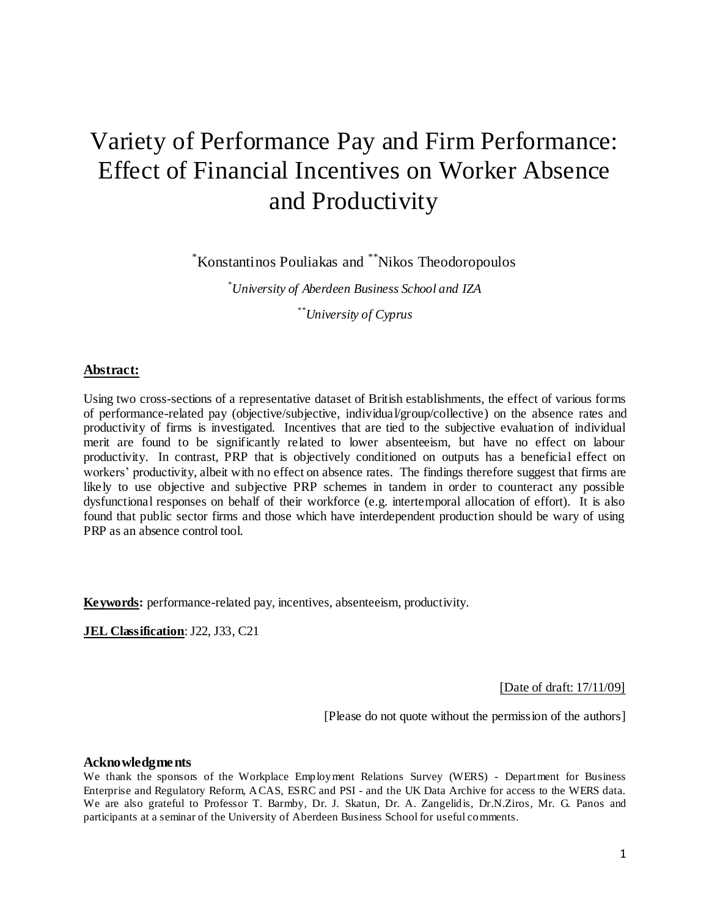# Variety of Performance Pay and Firm Performance: Effect of Financial Incentives on Worker Absence and Productivity

[*]Konstantinos Pouliakas and [**]Nikos Theodoropoulos

[*]*University of Aberdeen Business School and IZA*

[**]*University of Cyprus*

**Abstract:**

Using two cross-sections of a representative dataset of British establishments, the effect of various forms of performance-related pay (objective/subjective, individual/group/collective) on the absence rates and productivity of firms is investigated. Incentives that are tied to the subjective evaluation of individual merit are found to be significantly related to lower absenteeism, but have no effect on labour productivity. In contrast, PRP that is objectively conditioned on outputs has a beneficial effect on workers' productivity, albeit with no effect on absence rates. The findings therefore suggest that firms are likely to use objective and subjective PRP schemes in tandem in order to counteract any possible dysfunctional responses on behalf of their workforce (e.g. intertemporal allocation of effort). It is also found that public sector firms and those which have interdependent production should be wary of using PRP as an absence control tool.

**Keywords:** performance-related pay, incentives, absenteeism, productivity.

**JEL Classification**: J22, J33, C21

[Date of draft: 17/11/09]

[Please do not quote without the permission of the authors]

**Acknowledgments**

We thank the sponsors of the Workplace Employment Relations Survey (WERS) - Department for Business Enterprise and Regulatory Reform, ACAS, ESRC and PSI - and the UK Data Archive for access to the WERS data. We are also grateful to Professor T. Barmby, Dr. J. Skatun, Dr. A. Zangelidis, Dr.N.Ziros, Mr. G. Panos and participants at a seminar of the University of Aberdeen Business School for useful comments.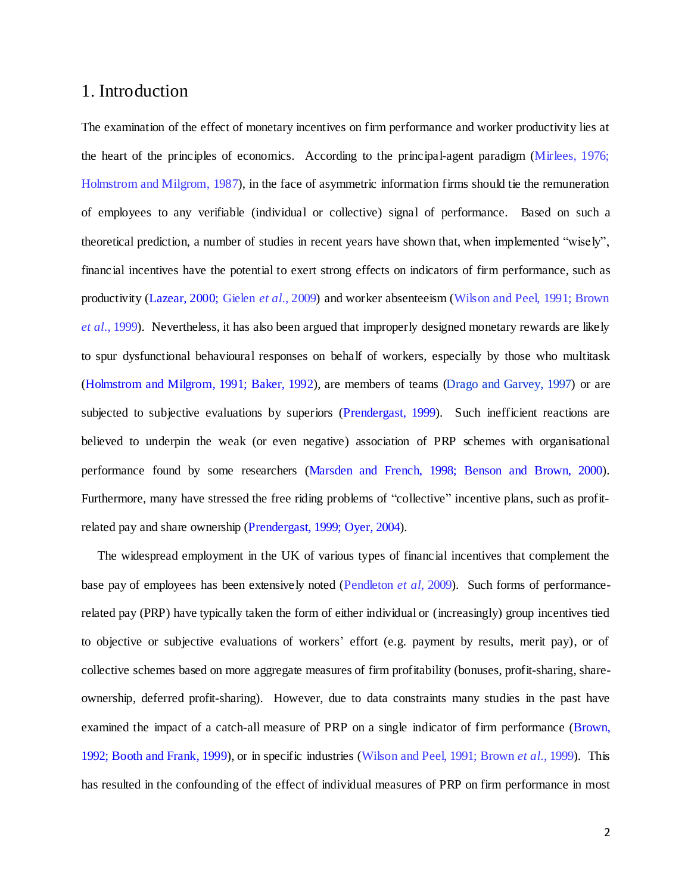# 1. Introduction

The examination of the effect of monetary incentives on firm performance and worker productivity lies at the heart of the principles of economics. According to the principal-agent paradigm (Mirlees, 1976; Holmstrom and Milgrom, 1987), in the face of asymmetric information firms should tie the remuneration of employees to any verifiable (individual or collective) signal of performance. Based on such a theoretical prediction, a number of studies in recent years have shown that, when implemented "wisely", financial incentives have the potential to exert strong effects on indicators of firm performance, such as productivity (Lazear, 2000; Gielen *et al.*, 2009) and worker absenteeism (Wilson and Peel, 1991; Brown *et al.*, 1999). Nevertheless, it has also been argued that improperly designed monetary rewards are likely to spur dysfunctional behavioural responses on behalf of workers, especially by those who multitask (Holmstrom and Milgrom, 1991; Baker, 1992), are members of teams (Drago and Garvey, 1997) or are subjected to subjective evaluations by superiors (Prendergast, 1999). Such inefficient reactions are believed to underpin the weak (or even negative) association of PRP schemes with organisational performance found by some researchers (Marsden and French, 1998; Benson and Brown, 2000). Furthermore, many have stressed the free riding problems of "collective" incentive plans, such as profit-related pay and share ownership (Prendergast, 1999; Oyer, 2004).

The widespread employment in the UK of various types of financial incentives that complement the base pay of employees has been extensively noted (Pendleton *et al*, 2009). Such forms of performance-related pay (PRP) have typically taken the form of either individual or (increasingly) group incentives tied to objective or subjective evaluations of workers' effort (e.g. payment by results, merit pay), or of collective schemes based on more aggregate measures of firm profitability (bonuses, profit-sharing, share-ownership, deferred profit-sharing). However, due to data constraints many studies in the past have examined the impact of a catch-all measure of PRP on a single indicator of firm performance (Brown, 1992; Booth and Frank, 1999), or in specific industries (Wilson and Peel, 1991; Brown *et al.*, 1999). This has resulted in the confounding of the effect of individual measures of PRP on firm performance in most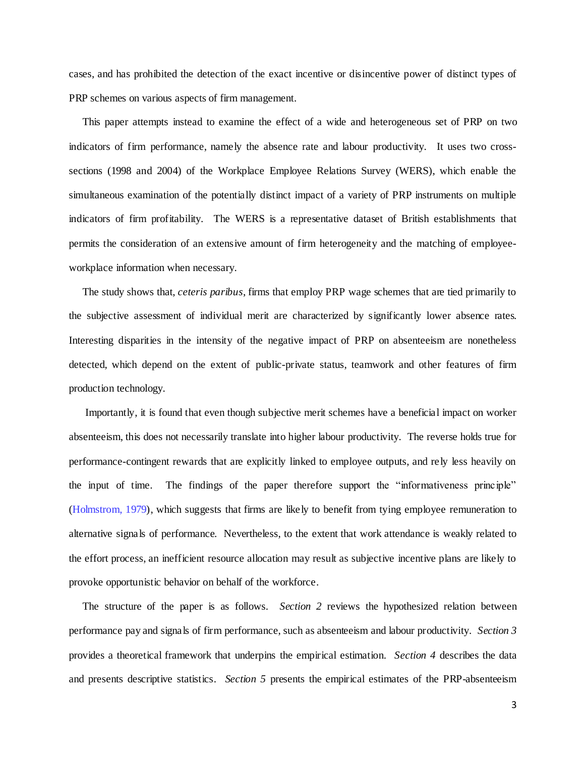cases, and has prohibited the detection of the exact incentive or disincentive power of distinct types of PRP schemes on various aspects of firm management.

This paper attempts instead to examine the effect of a wide and heterogeneous set of PRP on two indicators of firm performance, namely the absence rate and labour productivity. It uses two cross-sections (1998 and 2004) of the Workplace Employee Relations Survey (WERS), which enable the simultaneous examination of the potentially distinct impact of a variety of PRP instruments on multiple indicators of firm profitability. The WERS is a representative dataset of British establishments that permits the consideration of an extensive amount of firm heterogeneity and the matching of employee-workplace information when necessary.

The study shows that, *ceteris paribus*, firms that employ PRP wage schemes that are tied primarily to the subjective assessment of individual merit are characterized by significantly lower absence rates. Interesting disparities in the intensity of the negative impact of PRP on absenteeism are nonetheless detected, which depend on the extent of public-private status, teamwork and other features of firm production technology.

Importantly, it is found that even though subjective merit schemes have a beneficial impact on worker absenteeism, this does not necessarily translate into higher labour productivity. The reverse holds true for performance-contingent rewards that are explicitly linked to employee outputs, and rely less heavily on the input of time. The findings of the paper therefore support the "informativeness principle" (Holmstrom, 1979), which suggests that firms are likely to benefit from tying employee remuneration to alternative signals of performance. Nevertheless, to the extent that work attendance is weakly related to the effort process, an inefficient resource allocation may result as subjective incentive plans are likely to provoke opportunistic behavior on behalf of the workforce.

The structure of the paper is as follows. *Section 2* reviews the hypothesized relation between performance pay and signals of firm performance, such as absenteeism and labour productivity. *Section 3* provides a theoretical framework that underpins the empirical estimation. *Section 4* describes the data and presents descriptive statistics. *Section 5* presents the empirical estimates of the PRP-absenteeism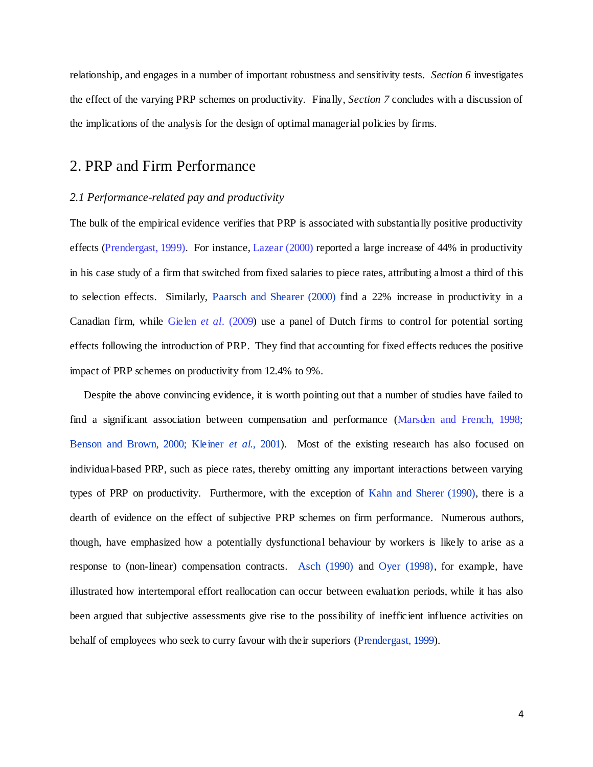relationship, and engages in a number of important robustness and sensitivity tests. *Section 6* investigates the effect of the varying PRP schemes on productivity. Finally, *Section 7* concludes with a discussion of the implications of the analysis for the design of optimal managerial policies by firms.

## 2. PRP and Firm Performance

### *2.1 Performance-related pay and productivity*

The bulk of the empirical evidence verifies that PRP is associated with substantially positive productivity effects (Prendergast, 1999). For instance, Lazear (2000) reported a large increase of 44% in productivity in his case study of a firm that switched from fixed salaries to piece rates, attributing almost a third of this to selection effects. Similarly, Paarsch and Shearer (2000) find a 22% increase in productivity in a Canadian firm, while Gielen *et al.* (2009) use a panel of Dutch firms to control for potential sorting effects following the introduction of PRP. They find that accounting for fixed effects reduces the positive impact of PRP schemes on productivity from 12.4% to 9%.

Despite the above convincing evidence, it is worth pointing out that a number of studies have failed to find a significant association between compensation and performance (Marsden and French, 1998; Benson and Brown, 2000; Kleiner *et al.*, 2001). Most of the existing research has also focused on individual-based PRP, such as piece rates, thereby omitting any important interactions between varying types of PRP on productivity. Furthermore, with the exception of Kahn and Sherer (1990), there is a dearth of evidence on the effect of subjective PRP schemes on firm performance. Numerous authors, though, have emphasized how a potentially dysfunctional behaviour by workers is likely to arise as a response to (non-linear) compensation contracts. Asch (1990) and Oyer (1998), for example, have illustrated how intertemporal effort reallocation can occur between evaluation periods, while it has also been argued that subjective assessments give rise to the possibility of inefficient influence activities on behalf of employees who seek to curry favour with their superiors (Prendergast, 1999).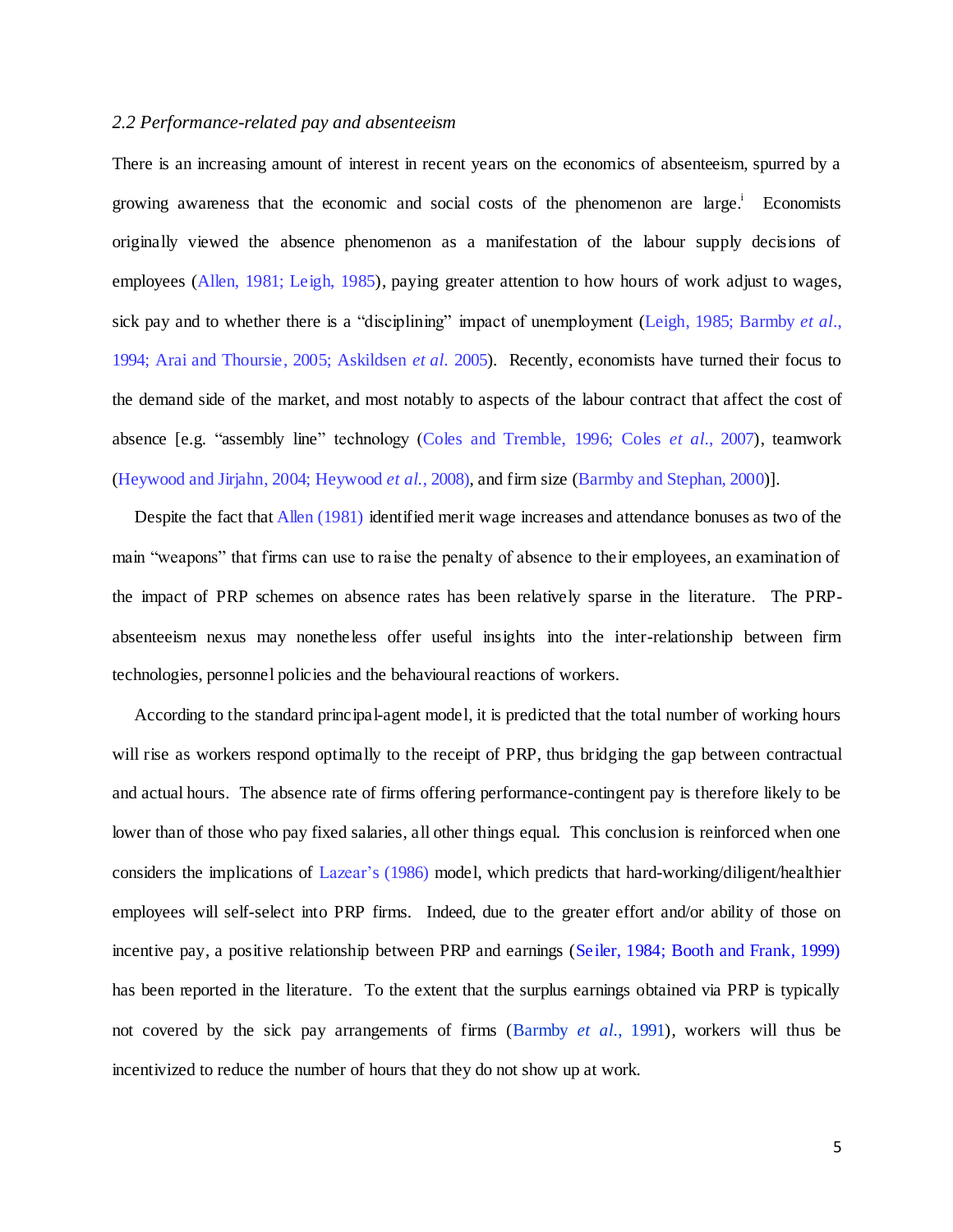### *2.2 Performance-related pay and absenteeism*

There is an increasing amount of interest in recent years on the economics of absenteeism, spurred by a growing awareness that the economic and social costs of the phenomenon are large.[i] Economists originally viewed the absence phenomenon as a manifestation of the labour supply decisions of employees (Allen, 1981; Leigh, 1985), paying greater attention to how hours of work adjust to wages, sick pay and to whether there is a "disciplining" impact of unemployment (Leigh, 1985; Barmby *et al.*, 1994; Arai and Thoursie, 2005; Askildsen *et al.* 2005). Recently, economists have turned their focus to the demand side of the market, and most notably to aspects of the labour contract that affect the cost of absence [e.g. "assembly line" technology (Coles and Tremble, 1996; Coles *et al.*, 2007), teamwork (Heywood and Jirjahn, 2004; Heywood *et al.*, 2008), and firm size (Barmby and Stephan, 2000)].

Despite the fact that Allen (1981) identified merit wage increases and attendance bonuses as two of the main "weapons" that firms can use to raise the penalty of absence to their employees, an examination of the impact of PRP schemes on absence rates has been relatively sparse in the literature. The PRP-absenteeism nexus may nonetheless offer useful insights into the inter-relationship between firm technologies, personnel policies and the behavioural reactions of workers.

According to the standard principal-agent model, it is predicted that the total number of working hours will rise as workers respond optimally to the receipt of PRP, thus bridging the gap between contractual and actual hours. The absence rate of firms offering performance-contingent pay is therefore likely to be lower than of those who pay fixed salaries, all other things equal. This conclusion is reinforced when one considers the implications of Lazear's (1986) model, which predicts that hard-working/diligent/healthier employees will self-select into PRP firms. Indeed, due to the greater effort and/or ability of those on incentive pay, a positive relationship between PRP and earnings (Seiler, 1984; Booth and Frank, 1999) has been reported in the literature. To the extent that the surplus earnings obtained via PRP is typically not covered by the sick pay arrangements of firms (Barmby *et al.*, 1991), workers will thus be incentivized to reduce the number of hours that they do not show up at work.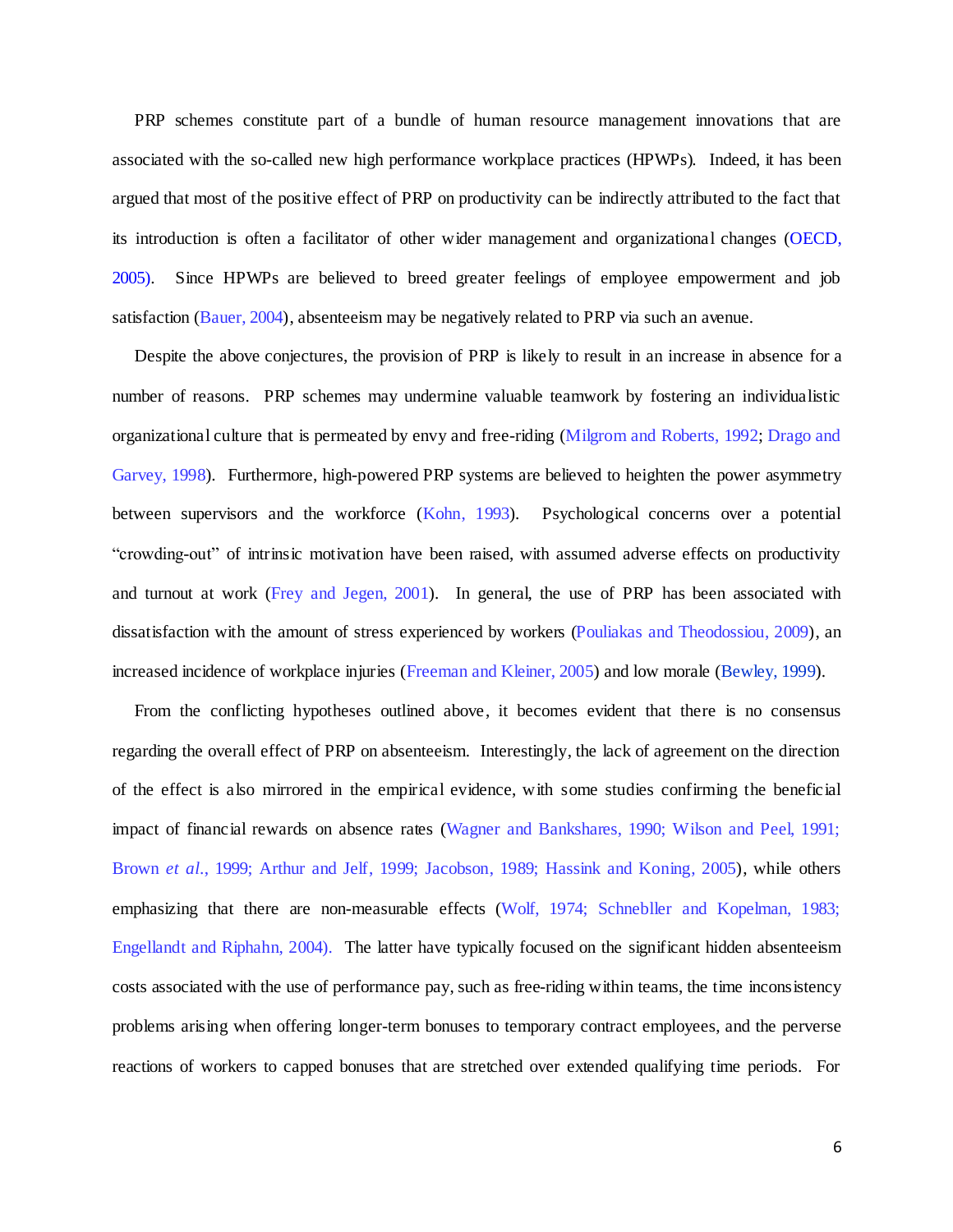PRP schemes constitute part of a bundle of human resource management innovations that are associated with the so-called new high performance workplace practices (HPWPs). Indeed, it has been argued that most of the positive effect of PRP on productivity can be indirectly attributed to the fact that its introduction is often a facilitator of other wider management and organizational changes (OECD, 2005). Since HPWPs are believed to breed greater feelings of employee empowerment and job satisfaction (Bauer, 2004), absenteeism may be negatively related to PRP via such an avenue.

Despite the above conjectures, the provision of PRP is likely to result in an increase in absence for a number of reasons. PRP schemes may undermine valuable teamwork by fostering an individualistic organizational culture that is permeated by envy and free-riding (Milgrom and Roberts, 1992; Drago and Garvey, 1998). Furthermore, high-powered PRP systems are believed to heighten the power asymmetry between supervisors and the workforce (Kohn, 1993). Psychological concerns over a potential "crowding-out" of intrinsic motivation have been raised, with assumed adverse effects on productivity and turnout at work (Frey and Jegen, 2001). In general, the use of PRP has been associated with dissatisfaction with the amount of stress experienced by workers (Pouliakas and Theodossiou, 2009), an increased incidence of workplace injuries (Freeman and Kleiner, 2005) and low morale (Bewley, 1999).

From the conflicting hypotheses outlined above, it becomes evident that there is no consensus regarding the overall effect of PRP on absenteeism. Interestingly, the lack of agreement on the direction of the effect is also mirrored in the empirical evidence, with some studies confirming the beneficial impact of financial rewards on absence rates (Wagner and Bankshares, 1990; Wilson and Peel, 1991; Brown *et al.*, 1999; Arthur and Jelf, 1999; Jacobson, 1989; Hassink and Koning, 2005), while others emphasizing that there are non-measurable effects (Wolf, 1974; Schnebller and Kopelman, 1983; Engellandt and Riphahn, 2004). The latter have typically focused on the significant hidden absenteeism costs associated with the use of performance pay, such as free-riding within teams, the time inconsistency problems arising when offering longer-term bonuses to temporary contract employees, and the perverse reactions of workers to capped bonuses that are stretched over extended qualifying time periods. For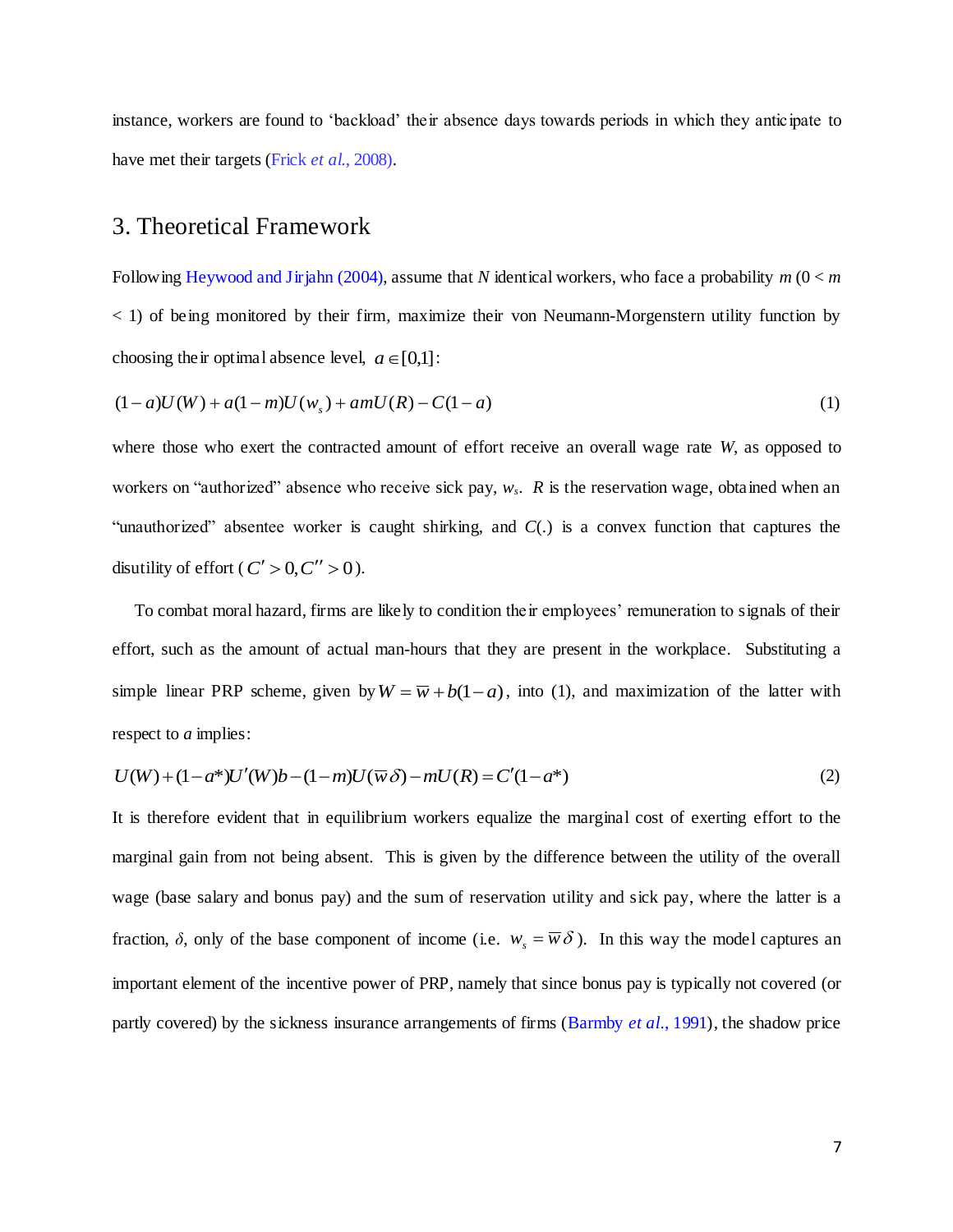instance, workers are found to 'backload' their absence days towards periods in which they anticipate to have met their targets (Frick *et al.*, 2008).

## 3. Theoretical Framework

Following Heywood and Jirjahn (2004), assume that *N* identical workers, who face a probability $m$ ($0 < m < 1$) of being monitored by their firm, maximize their von Neumann-Morgenstern utility function by choosing their optimal absence level, $a \in [0,1]$:

$$(1-a)U(W) + a(1-m)U(w_s) + amU(R) - C(1-a) \tag{1}$$

where those who exert the contracted amount of effort receive an overall wage rate $W$, as opposed to workers on "authorized" absence who receive sick pay, $w_s$. $R$ is the reservation wage, obtained when an "unauthorized" absentee worker is caught shirking, and $C(.)$ is a convex function that captures the disutility of effort ($C' > 0, C'' > 0$).

To combat moral hazard, firms are likely to condition their employees' remuneration to signals of their effort, such as the amount of actual man-hours that they are present in the workplace. Substituting a simple linear PRP scheme, given by $W = \overline{w} + b(1-a)$, into (1), and maximization of the latter with respect to $a$ implies:

$$U(W) + (1-a^*)U'(W)b - (1-m)U(\overline{w}\delta) - mU(R) = C'(1-a^*) \tag{2}$$

It is therefore evident that in equilibrium workers equalize the marginal cost of exerting effort to the marginal gain from not being absent. This is given by the difference between the utility of the overall wage (base salary and bonus pay) and the sum of reservation utility and sick pay, where the latter is a fraction, $\delta$, only of the base component of income (i.e. $w_s = \overline{w}\delta$). In this way the model captures an important element of the incentive power of PRP, namely that since bonus pay is typically not covered (or partly covered) by the sickness insurance arrangements of firms (Barmby *et al.*, 1991), the shadow price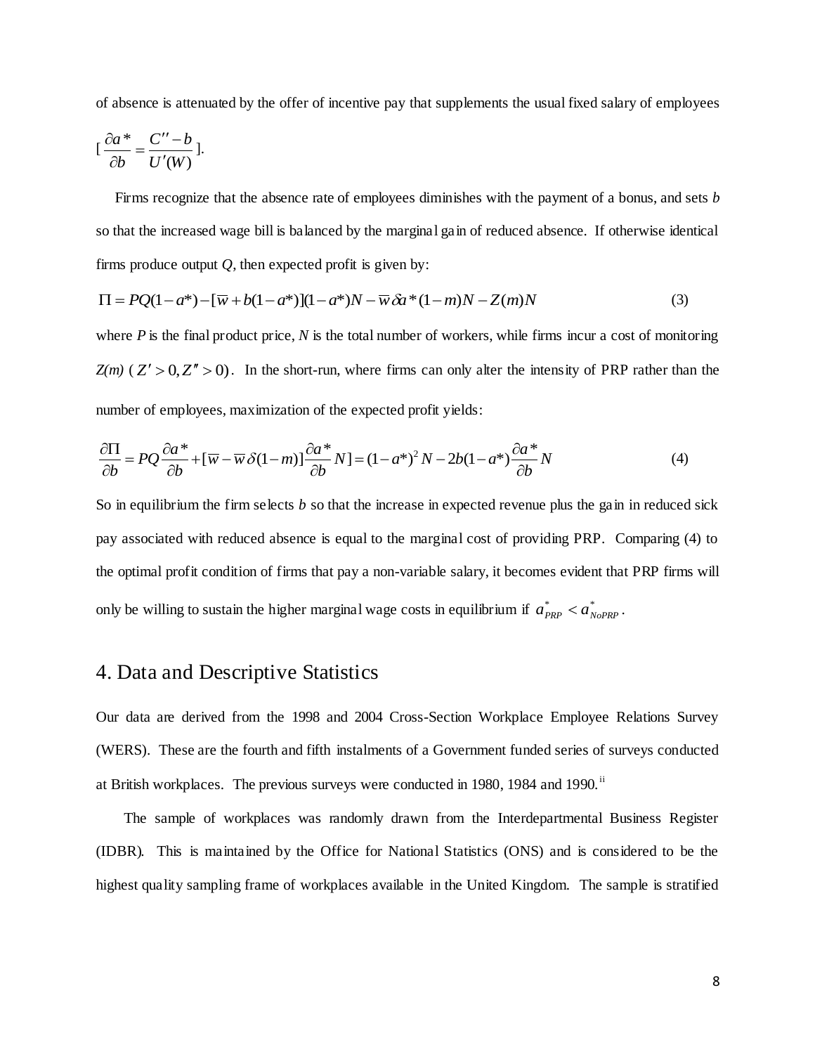of absence is attenuated by the offer of incentive pay that supplements the usual fixed salary of employees $[\frac{\partial a^*}{\partial b} = \frac{C'' - b}{U'(W)}]$.

Firms recognize that the absence rate of employees diminishes with the payment of a bonus, and sets *b* so that the increased wage bill is balanced by the marginal gain of reduced absence. If otherwise identical firms produce output *Q*, then expected profit is given by:

$$\Pi = PQ(1-a^*) - [\overline{w} + b(1-a^*)](1-a^*)N - \overline{w}\delta a^*(1-m)N - Z(m)N \tag{3}$$

where *P* is the final product price, *N* is the total number of workers, while firms incur a cost of monitoring *Z(m)* $(Z' > 0, Z'' > 0)$. In the short-run, where firms can only alter the intensity of PRP rather than the number of employees, maximization of the expected profit yields:

$$\frac{\partial \Pi}{\partial b} = PQ\frac{\partial a^*}{\partial b} + [\overline{w} - \overline{w}\delta(1-m)]\frac{\partial a^*}{\partial b}N] = (1-a^*)^2 N - 2b(1-a^*)\frac{\partial a^*}{\partial b}N \tag{4}$$

So in equilibrium the firm selects *b* so that the increase in expected revenue plus the gain in reduced sick pay associated with reduced absence is equal to the marginal cost of providing PRP. Comparing (4) to the optimal profit condition of firms that pay a non-variable salary, it becomes evident that PRP firms will only be willing to sustain the higher marginal wage costs in equilibrium if $a^*_{PRP} < a^*_{NoPRP}$.

## 4. Data and Descriptive Statistics

Our data are derived from the 1998 and 2004 Cross-Section Workplace Employee Relations Survey (WERS). These are the fourth and fifth instalments of a Government funded series of surveys conducted at British workplaces. The previous surveys were conducted in 1980, 1984 and 1990.[ii]

The sample of workplaces was randomly drawn from the Interdepartmental Business Register (IDBR). This is maintained by the Office for National Statistics (ONS) and is considered to be the highest quality sampling frame of workplaces available in the United Kingdom. The sample is stratified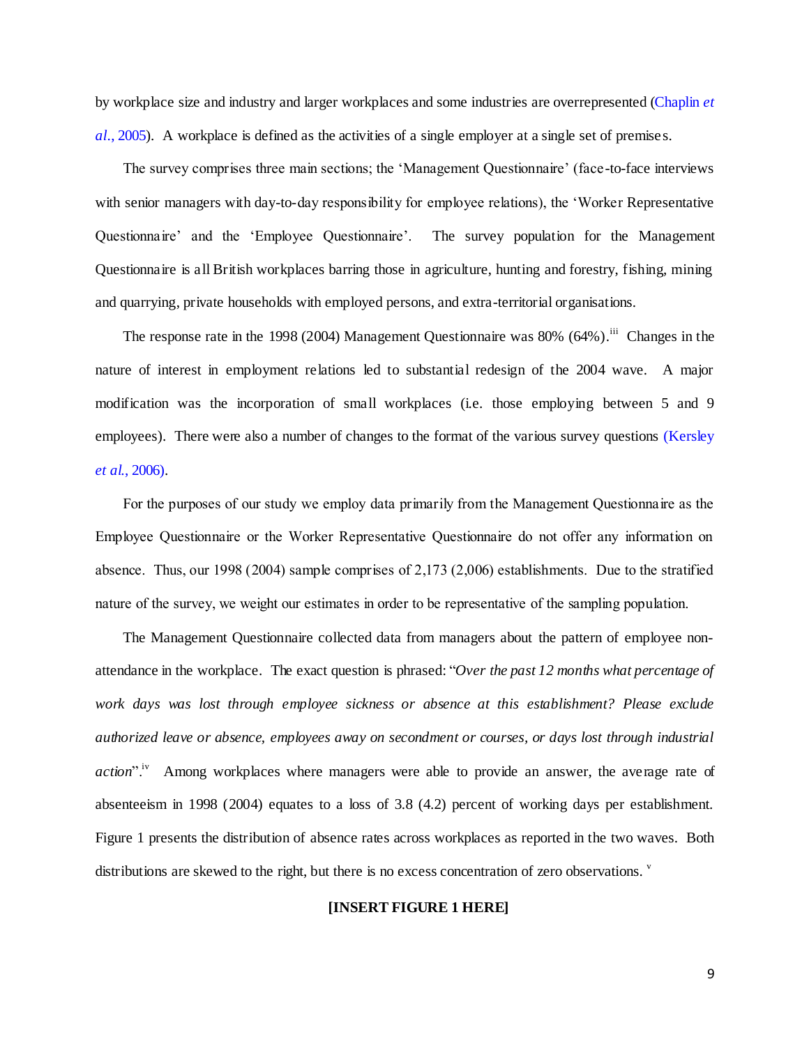by workplace size and industry and larger workplaces and some industries are overrepresented (Chaplin *et al.*, 2005). A workplace is defined as the activities of a single employer at a single set of premises.

The survey comprises three main sections; the 'Management Questionnaire' (face-to-face interviews with senior managers with day-to-day responsibility for employee relations), the 'Worker Representative Questionnaire' and the 'Employee Questionnaire'. The survey population for the Management Questionnaire is all British workplaces barring those in agriculture, hunting and forestry, fishing, mining and quarrying, private households with employed persons, and extra-territorial organisations.

The response rate in the 1998 (2004) Management Questionnaire was 80% (64%).[iii] Changes in the nature of interest in employment relations led to substantial redesign of the 2004 wave. A major modification was the incorporation of small workplaces (i.e. those employing between 5 and 9 employees). There were also a number of changes to the format of the various survey questions (Kersley *et al.*, 2006).

For the purposes of our study we employ data primarily from the Management Questionnaire as the Employee Questionnaire or the Worker Representative Questionnaire do not offer any information on absence. Thus, our 1998 (2004) sample comprises of 2,173 (2,006) establishments. Due to the stratified nature of the survey, we weight our estimates in order to be representative of the sampling population.

The Management Questionnaire collected data from managers about the pattern of employee non-attendance in the workplace. The exact question is phrased: "*Over the past 12 months what percentage of work days was lost through employee sickness or absence at this establishment? Please exclude authorized leave or absence, employees away on secondment or courses, or days lost through industrial action*".[iv] Among workplaces where managers were able to provide an answer, the average rate of absenteeism in 1998 (2004) equates to a loss of 3.8 (4.2) percent of working days per establishment. Figure 1 presents the distribution of absence rates across workplaces as reported in the two waves. Both distributions are skewed to the right, but there is no excess concentration of zero observations.[v]

**[INSERT FIGURE 1 HERE]**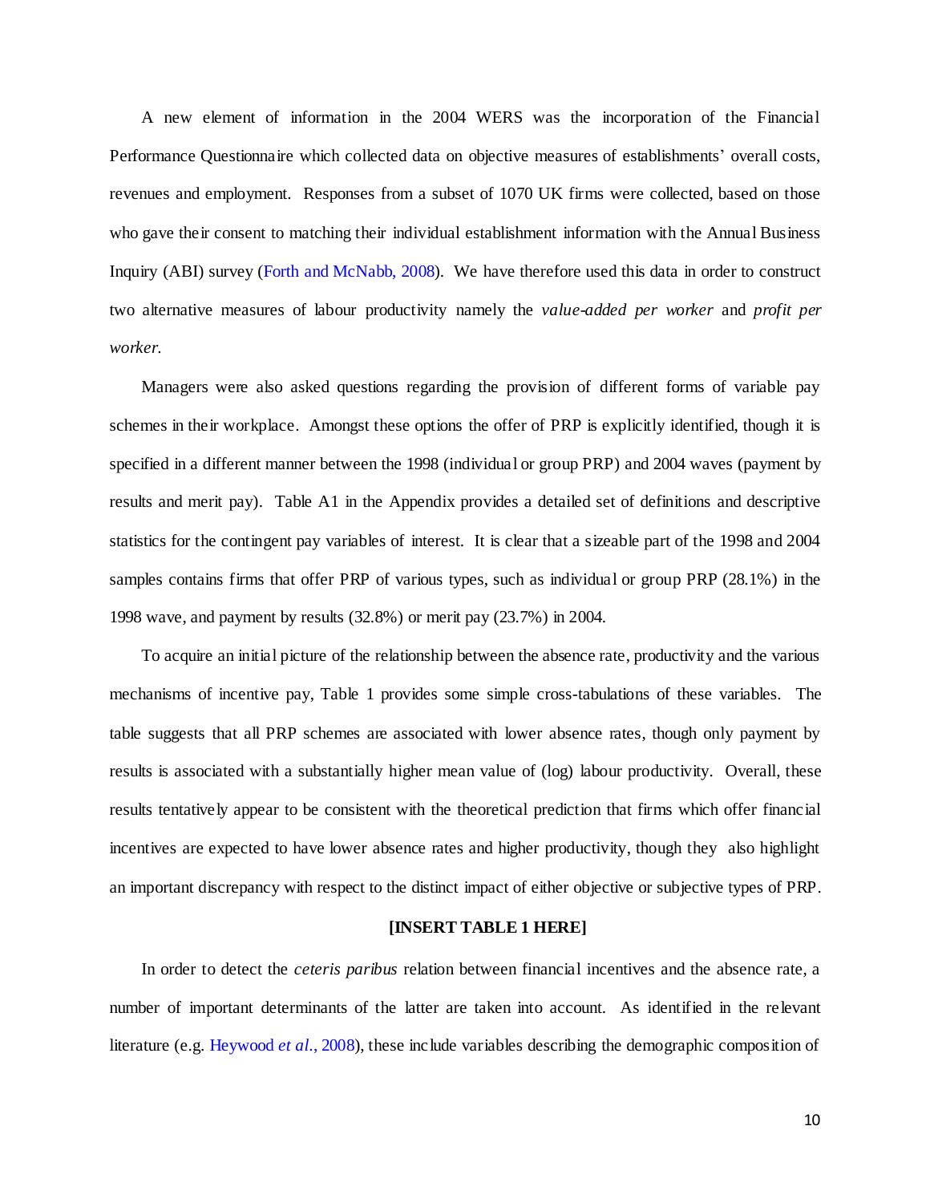A new element of information in the 2004 WERS was the incorporation of the Financial Performance Questionnaire which collected data on objective measures of establishments' overall costs, revenues and employment. Responses from a subset of 1070 UK firms were collected, based on those who gave their consent to matching their individual establishment information with the Annual Business Inquiry (ABI) survey (Forth and McNabb, 2008). We have therefore used this data in order to construct two alternative measures of labour productivity namely the *value-added per worker* and *profit per worker*.

Managers were also asked questions regarding the provision of different forms of variable pay schemes in their workplace. Amongst these options the offer of PRP is explicitly identified, though it is specified in a different manner between the 1998 (individual or group PRP) and 2004 waves (payment by results and merit pay). Table A1 in the Appendix provides a detailed set of definitions and descriptive statistics for the contingent pay variables of interest. It is clear that a sizeable part of the 1998 and 2004 samples contains firms that offer PRP of various types, such as individual or group PRP (28.1%) in the 1998 wave, and payment by results (32.8%) or merit pay (23.7%) in 2004.

To acquire an initial picture of the relationship between the absence rate, productivity and the various mechanisms of incentive pay, Table 1 provides some simple cross-tabulations of these variables. The table suggests that all PRP schemes are associated with lower absence rates, though only payment by results is associated with a substantially higher mean value of (log) labour productivity. Overall, these results tentatively appear to be consistent with the theoretical prediction that firms which offer financial incentives are expected to have lower absence rates and higher productivity, though they also highlight an important discrepancy with respect to the distinct impact of either objective or subjective types of PRP.

**[INSERT TABLE 1 HERE]**

In order to detect the *ceteris paribus* relation between financial incentives and the absence rate, a number of important determinants of the latter are taken into account. As identified in the relevant literature (e.g. Heywood *et al*., 2008), these include variables describing the demographic composition of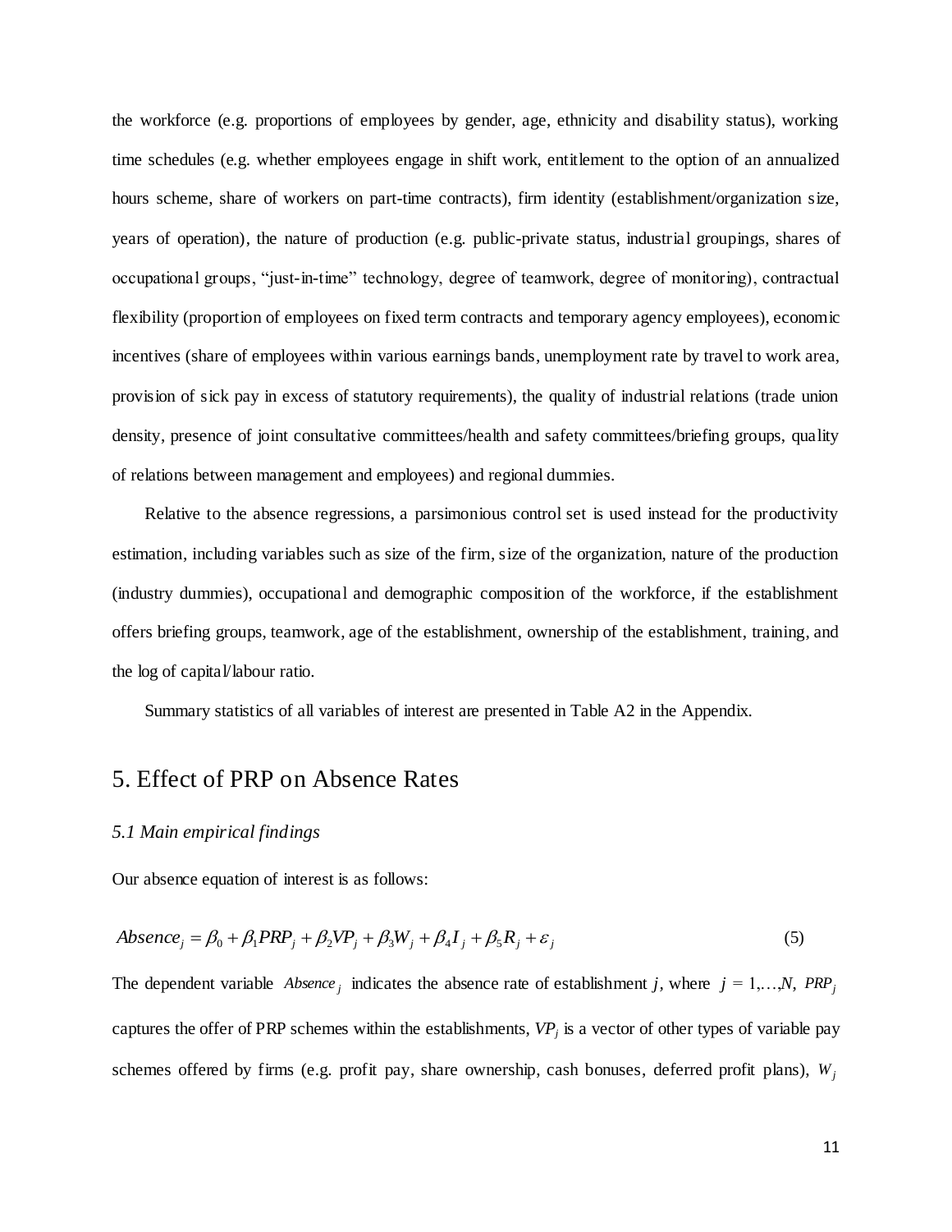the workforce (e.g. proportions of employees by gender, age, ethnicity and disability status), working time schedules (e.g. whether employees engage in shift work, entitlement to the option of an annualized hours scheme, share of workers on part-time contracts), firm identity (establishment/organization size, years of operation), the nature of production (e.g. public-private status, industrial groupings, shares of occupational groups, "just-in-time" technology, degree of teamwork, degree of monitoring), contractual flexibility (proportion of employees on fixed term contracts and temporary agency employees), economic incentives (share of employees within various earnings bands, unemployment rate by travel to work area, provision of sick pay in excess of statutory requirements), the quality of industrial relations (trade union density, presence of joint consultative committees/health and safety committees/briefing groups, quality of relations between management and employees) and regional dummies.

Relative to the absence regressions, a parsimonious control set is used instead for the productivity estimation, including variables such as size of the firm, size of the organization, nature of the production (industry dummies), occupational and demographic composition of the workforce, if the establishment offers briefing groups, teamwork, age of the establishment, ownership of the establishment, training, and the log of capital/labour ratio.

Summary statistics of all variables of interest are presented in Table A2 in the Appendix.

# 5. Effect of PRP on Absence Rates

### *5.1 Main empirical findings*

Our absence equation of interest is as follows:

$$Absence_j = \beta_0 + \beta_1 PRP_j + \beta_2 VP_j + \beta_3 W_j + \beta_4 I_j + \beta_5 R_j + \varepsilon_j \tag{5}$$

The dependent variable $Absence_j$ indicates the absence rate of establishment $j$, where $j = 1,\ldots,N$, $PRP_j$ captures the offer of PRP schemes within the establishments, $VP_j$ is a vector of other types of variable pay schemes offered by firms (e.g. profit pay, share ownership, cash bonuses, deferred profit plans), $W_j$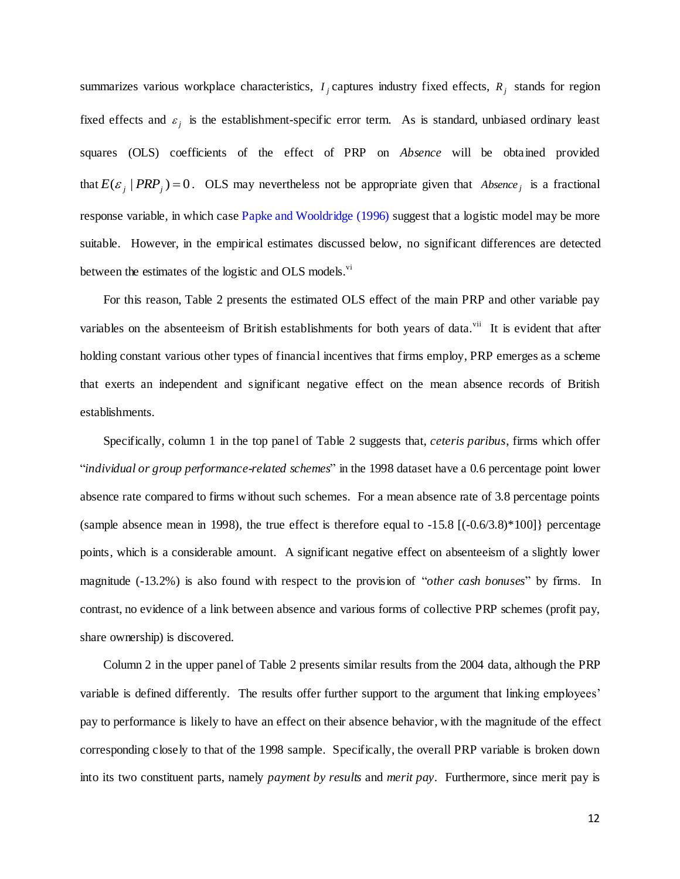summarizes various workplace characteristics, $I_j$ captures industry fixed effects, $R_j$ stands for region fixed effects and $\varepsilon_j$ is the establishment-specific error term. As is standard, unbiased ordinary least squares (OLS) coefficients of the effect of PRP on *Absence* will be obtained provided that $E(\varepsilon_j \mid PRP_j) = 0$. OLS may nevertheless not be appropriate given that $Absence_j$ is a fractional response variable, in which case Papke and Wooldridge (1996) suggest that a logistic model may be more suitable. However, in the empirical estimates discussed below, no significant differences are detected between the estimates of the logistic and OLS models.[vi]

For this reason, Table 2 presents the estimated OLS effect of the main PRP and other variable pay variables on the absenteeism of British establishments for both years of data.[vii] It is evident that after holding constant various other types of financial incentives that firms employ, PRP emerges as a scheme that exerts an independent and significant negative effect on the mean absence records of British establishments.

Specifically, column 1 in the top panel of Table 2 suggests that, *ceteris paribus*, firms which offer "*individual or group performance-related schemes*" in the 1998 dataset have a 0.6 percentage point lower absence rate compared to firms without such schemes. For a mean absence rate of 3.8 percentage points (sample absence mean in 1998), the true effect is therefore equal to -15.8 [(-0.6/3.8)*100]} percentage points, which is a considerable amount. A significant negative effect on absenteeism of a slightly lower magnitude (-13.2%) is also found with respect to the provision of "*other cash bonuses*" by firms. In contrast, no evidence of a link between absence and various forms of collective PRP schemes (profit pay, share ownership) is discovered.

Column 2 in the upper panel of Table 2 presents similar results from the 2004 data, although the PRP variable is defined differently. The results offer further support to the argument that linking employees' pay to performance is likely to have an effect on their absence behavior, with the magnitude of the effect corresponding closely to that of the 1998 sample. Specifically, the overall PRP variable is broken down into its two constituent parts, namely *payment by results* and *merit pay*. Furthermore, since merit pay is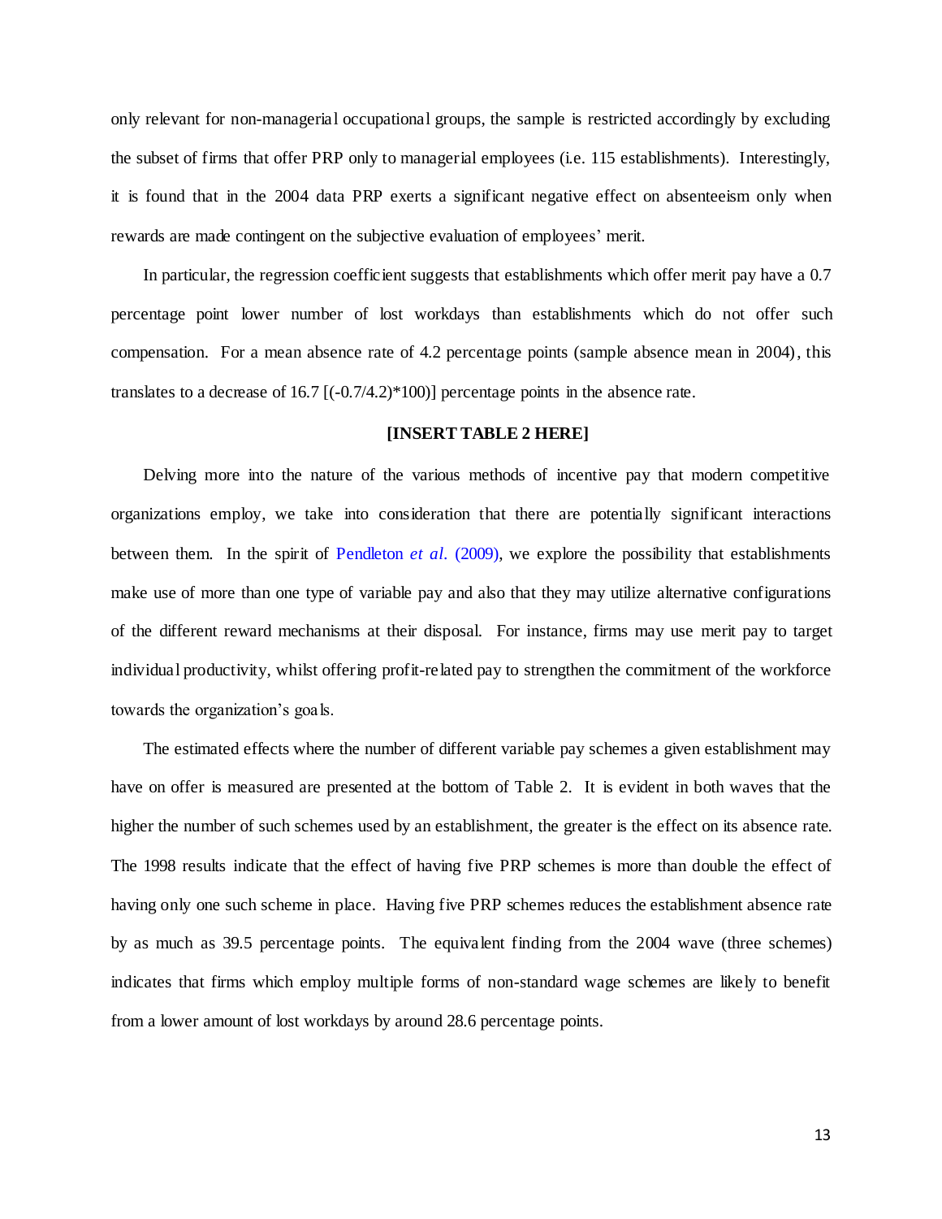only relevant for non-managerial occupational groups, the sample is restricted accordingly by excluding the subset of firms that offer PRP only to managerial employees (i.e. 115 establishments). Interestingly, it is found that in the 2004 data PRP exerts a significant negative effect on absenteeism only when rewards are made contingent on the subjective evaluation of employees' merit.

In particular, the regression coefficient suggests that establishments which offer merit pay have a 0.7 percentage point lower number of lost workdays than establishments which do not offer such compensation. For a mean absence rate of 4.2 percentage points (sample absence mean in 2004), this translates to a decrease of 16.7 [(-0.7/4.2)*100)] percentage points in the absence rate.

**[INSERT TABLE 2 HERE]**

Delving more into the nature of the various methods of incentive pay that modern competitive organizations employ, we take into consideration that there are potentially significant interactions between them. In the spirit of Pendleton *et al.* (2009), we explore the possibility that establishments make use of more than one type of variable pay and also that they may utilize alternative configurations of the different reward mechanisms at their disposal. For instance, firms may use merit pay to target individual productivity, whilst offering profit-related pay to strengthen the commitment of the workforce towards the organization's goals.

The estimated effects where the number of different variable pay schemes a given establishment may have on offer is measured are presented at the bottom of Table 2. It is evident in both waves that the higher the number of such schemes used by an establishment, the greater is the effect on its absence rate. The 1998 results indicate that the effect of having five PRP schemes is more than double the effect of having only one such scheme in place. Having five PRP schemes reduces the establishment absence rate by as much as 39.5 percentage points. The equivalent finding from the 2004 wave (three schemes) indicates that firms which employ multiple forms of non-standard wage schemes are likely to benefit from a lower amount of lost workdays by around 28.6 percentage points.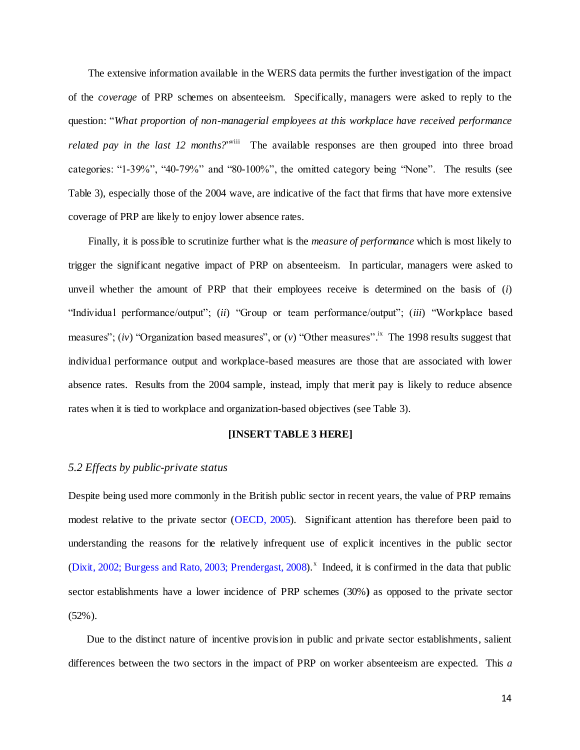The extensive information available in the WERS data permits the further investigation of the impact of the *coverage* of PRP schemes on absenteeism. Specifically, managers were asked to reply to the question: "*What proportion of non-managerial employees at this workplace have received performance related pay in the last 12 months?*"[viii] The available responses are then grouped into three broad categories: "1-39%", "40-79%" and "80-100%", the omitted category being "None". The results (see Table 3), especially those of the 2004 wave, are indicative of the fact that firms that have more extensive coverage of PRP are likely to enjoy lower absence rates.

Finally, it is possible to scrutinize further what is the *measure of performance* which is most likely to trigger the significant negative impact of PRP on absenteeism. In particular, managers were asked to unveil whether the amount of PRP that their employees receive is determined on the basis of (*i*) "Individual performance/output"; (*ii*) "Group or team performance/output"; (*iii*) "Workplace based measures"; (*iv*) "Organization based measures", or (*v*) "Other measures".[ix] The 1998 results suggest that individual performance output and workplace-based measures are those that are associated with lower absence rates. Results from the 2004 sample, instead, imply that merit pay is likely to reduce absence rates when it is tied to workplace and organization-based objectives (see Table 3).

**[INSERT TABLE 3 HERE]**

### *5.2 Effects by public-private status*

Despite being used more commonly in the British public sector in recent years, the value of PRP remains modest relative to the private sector (OECD, 2005). Significant attention has therefore been paid to understanding the reasons for the relatively infrequent use of explicit incentives in the public sector (Dixit, 2002; Burgess and Rato, 2003; Prendergast, 2008).[x] Indeed, it is confirmed in the data that public sector establishments have a lower incidence of PRP schemes (30%**)** as opposed to the private sector (52%).

Due to the distinct nature of incentive provision in public and private sector establishments, salient differences between the two sectors in the impact of PRP on worker absenteeism are expected. This *a*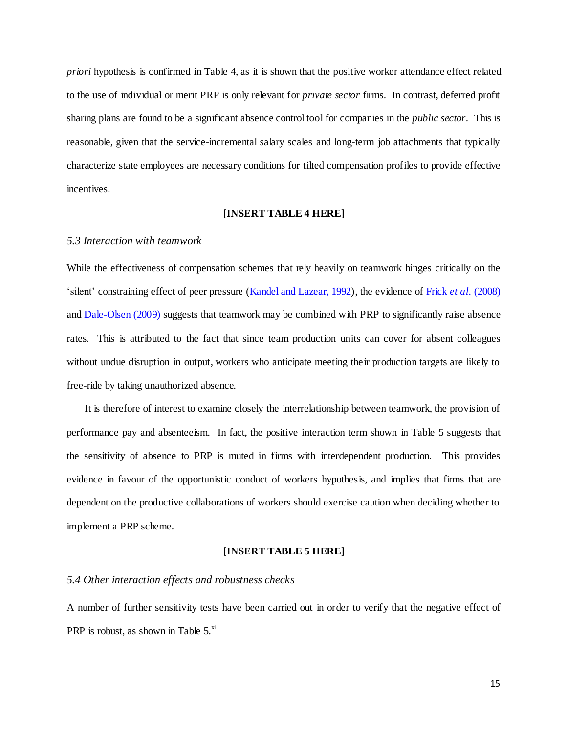*priori* hypothesis is confirmed in Table 4, as it is shown that the positive worker attendance effect related to the use of individual or merit PRP is only relevant for *private sector* firms. In contrast, deferred profit sharing plans are found to be a significant absence control tool for companies in the *public sector*. This is reasonable, given that the service-incremental salary scales and long-term job attachments that typically characterize state employees are necessary conditions for tilted compensation profiles to provide effective incentives.

**[INSERT TABLE 4 HERE]**

### *5.3 Interaction with teamwork*

While the effectiveness of compensation schemes that rely heavily on teamwork hinges critically on the 'silent' constraining effect of peer pressure (Kandel and Lazear, 1992), the evidence of Frick *et al.* (2008) and Dale-Olsen (2009) suggests that teamwork may be combined with PRP to significantly raise absence rates. This is attributed to the fact that since team production units can cover for absent colleagues without undue disruption in output, workers who anticipate meeting their production targets are likely to free-ride by taking unauthorized absence.

It is therefore of interest to examine closely the interrelationship between teamwork, the provision of performance pay and absenteeism. In fact, the positive interaction term shown in Table 5 suggests that the sensitivity of absence to PRP is muted in firms with interdependent production. This provides evidence in favour of the opportunistic conduct of workers hypothesis, and implies that firms that are dependent on the productive collaborations of workers should exercise caution when deciding whether to implement a PRP scheme.

**[INSERT TABLE 5 HERE]**

### *5.4 Other interaction effects and robustness checks*

A number of further sensitivity tests have been carried out in order to verify that the negative effect of PRP is robust, as shown in Table 5.[xi]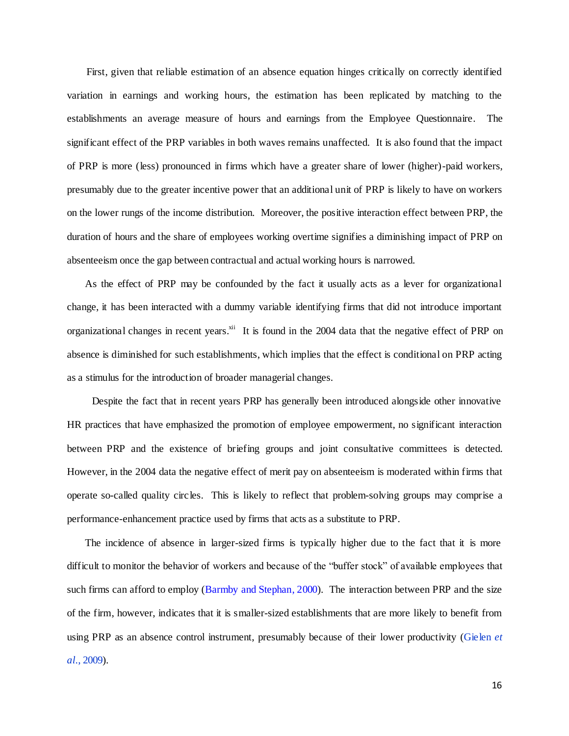First, given that reliable estimation of an absence equation hinges critically on correctly identified variation in earnings and working hours, the estimation has been replicated by matching to the establishments an average measure of hours and earnings from the Employee Questionnaire. The significant effect of the PRP variables in both waves remains unaffected. It is also found that the impact of PRP is more (less) pronounced in firms which have a greater share of lower (higher)-paid workers, presumably due to the greater incentive power that an additional unit of PRP is likely to have on workers on the lower rungs of the income distribution. Moreover, the positive interaction effect between PRP, the duration of hours and the share of employees working overtime signifies a diminishing impact of PRP on absenteeism once the gap between contractual and actual working hours is narrowed.

As the effect of PRP may be confounded by the fact it usually acts as a lever for organizational change, it has been interacted with a dummy variable identifying firms that did not introduce important organizational changes in recent years.[xii] It is found in the 2004 data that the negative effect of PRP on absence is diminished for such establishments, which implies that the effect is conditional on PRP acting as a stimulus for the introduction of broader managerial changes.

Despite the fact that in recent years PRP has generally been introduced alongside other innovative HR practices that have emphasized the promotion of employee empowerment, no significant interaction between PRP and the existence of briefing groups and joint consultative committees is detected. However, in the 2004 data the negative effect of merit pay on absenteeism is moderated within firms that operate so-called quality circles. This is likely to reflect that problem-solving groups may comprise a performance-enhancement practice used by firms that acts as a substitute to PRP.

The incidence of absence in larger-sized firms is typically higher due to the fact that it is more difficult to monitor the behavior of workers and because of the "buffer stock" of available employees that such firms can afford to employ (Barmby and Stephan, 2000). The interaction between PRP and the size of the firm, however, indicates that it is smaller-sized establishments that are more likely to benefit from using PRP as an absence control instrument, presumably because of their lower productivity (Gielen *et al.*, 2009).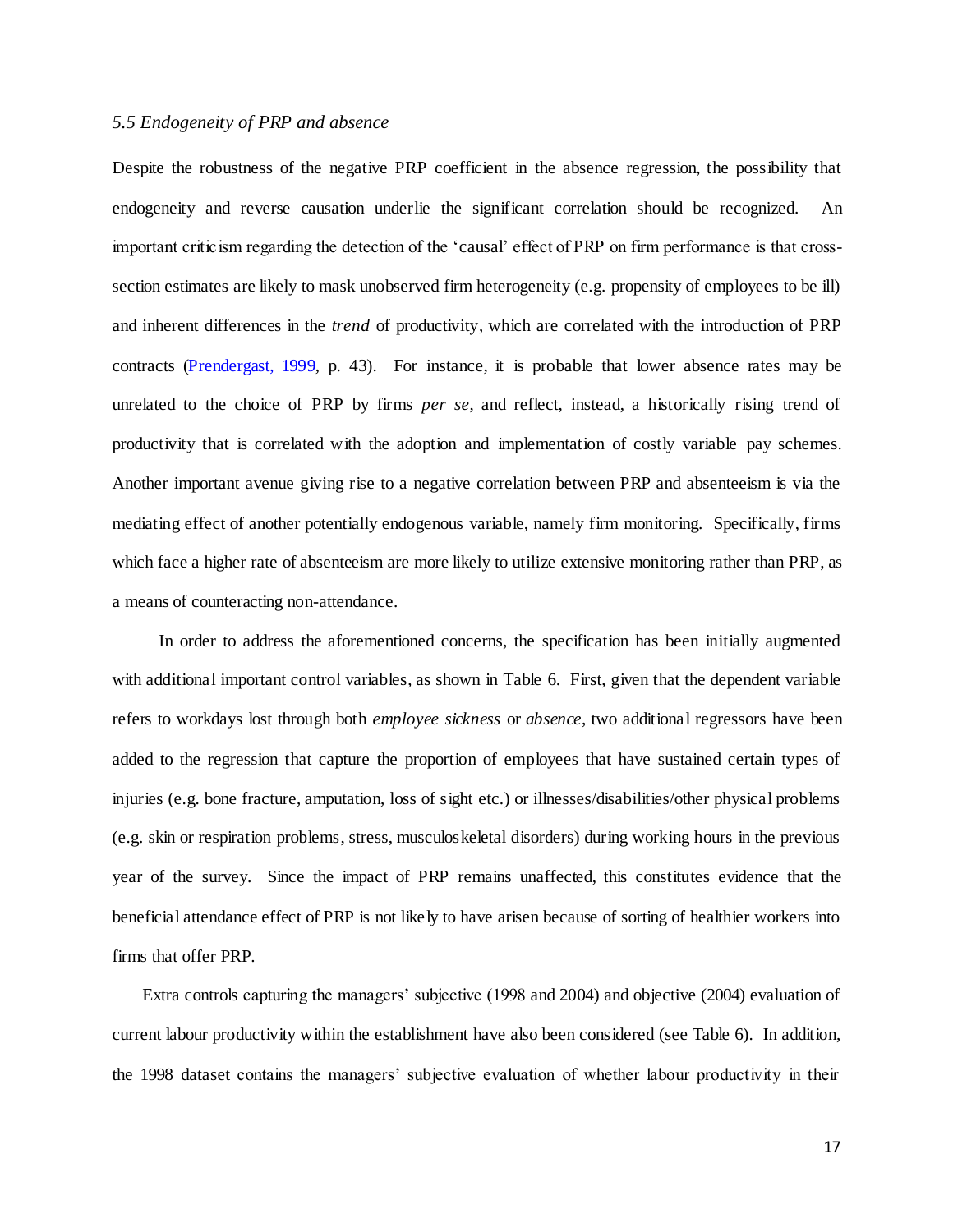### *5.5 Endogeneity of PRP and absence*

Despite the robustness of the negative PRP coefficient in the absence regression, the possibility that endogeneity and reverse causation underlie the significant correlation should be recognized. An important criticism regarding the detection of the 'causal' effect of PRP on firm performance is that cross-section estimates are likely to mask unobserved firm heterogeneity (e.g. propensity of employees to be ill) and inherent differences in the *trend* of productivity, which are correlated with the introduction of PRP contracts (Prendergast, 1999, p. 43). For instance, it is probable that lower absence rates may be unrelated to the choice of PRP by firms *per se*, and reflect, instead, a historically rising trend of productivity that is correlated with the adoption and implementation of costly variable pay schemes. Another important avenue giving rise to a negative correlation between PRP and absenteeism is via the mediating effect of another potentially endogenous variable, namely firm monitoring. Specifically, firms which face a higher rate of absenteeism are more likely to utilize extensive monitoring rather than PRP, as a means of counteracting non-attendance.

In order to address the aforementioned concerns, the specification has been initially augmented with additional important control variables, as shown in Table 6. First, given that the dependent variable refers to workdays lost through both *employee sickness* or *absence*, two additional regressors have been added to the regression that capture the proportion of employees that have sustained certain types of injuries (e.g. bone fracture, amputation, loss of sight etc.) or illnesses/disabilities/other physical problems (e.g. skin or respiration problems, stress, musculoskeletal disorders) during working hours in the previous year of the survey. Since the impact of PRP remains unaffected, this constitutes evidence that the beneficial attendance effect of PRP is not likely to have arisen because of sorting of healthier workers into firms that offer PRP.

Extra controls capturing the managers' subjective (1998 and 2004) and objective (2004) evaluation of current labour productivity within the establishment have also been considered (see Table 6). In addition, the 1998 dataset contains the managers' subjective evaluation of whether labour productivity in their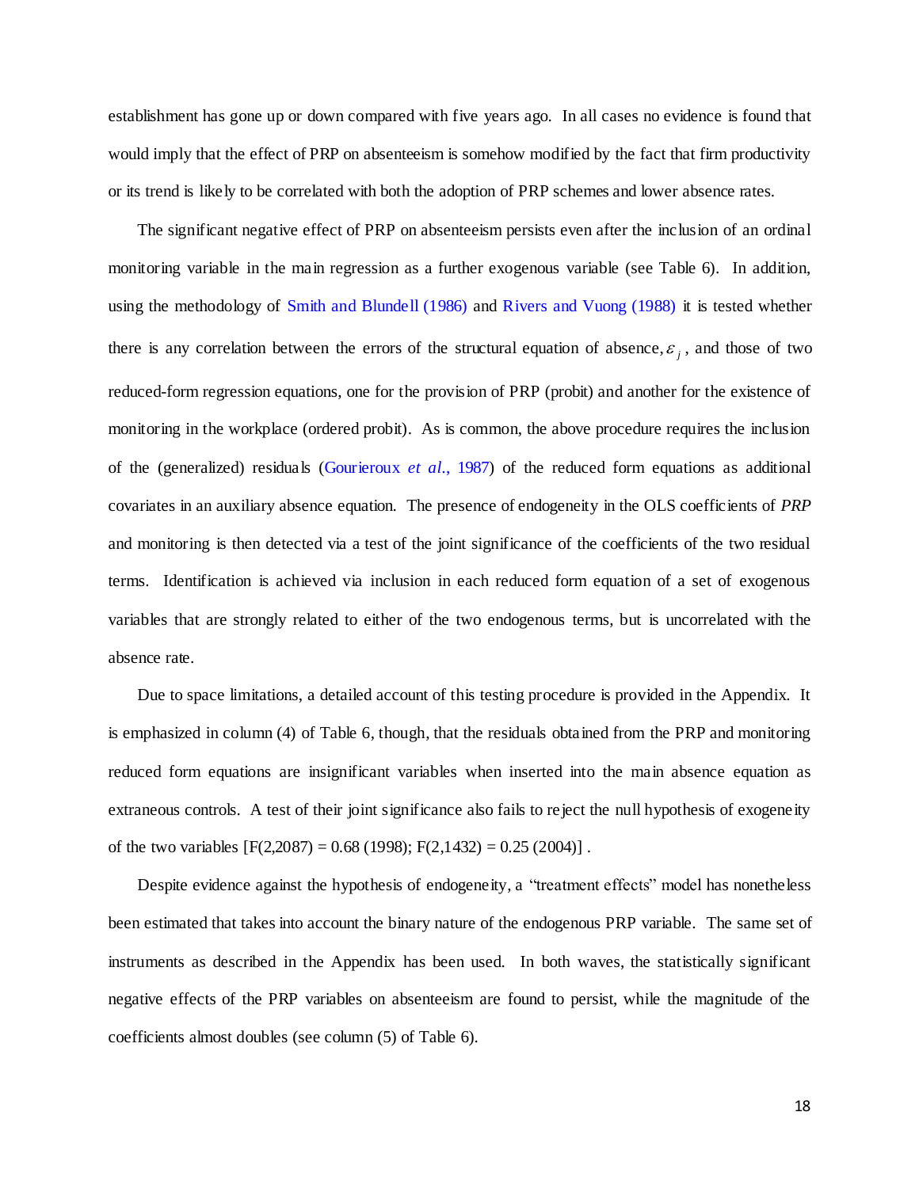establishment has gone up or down compared with five years ago. In all cases no evidence is found that would imply that the effect of PRP on absenteeism is somehow modified by the fact that firm productivity or its trend is likely to be correlated with both the adoption of PRP schemes and lower absence rates.

The significant negative effect of PRP on absenteeism persists even after the inclusion of an ordinal monitoring variable in the main regression as a further exogenous variable (see Table 6). In addition, using the methodology of Smith and Blundell (1986) and Rivers and Vuong (1988) it is tested whether there is any correlation between the errors of the structural equation of absence, $\varepsilon_j$, and those of two reduced-form regression equations, one for the provision of PRP (probit) and another for the existence of monitoring in the workplace (ordered probit). As is common, the above procedure requires the inclusion of the (generalized) residuals (Gourieroux *et al.*, 1987) of the reduced form equations as additional covariates in an auxiliary absence equation. The presence of endogeneity in the OLS coefficients of *PRP* and monitoring is then detected via a test of the joint significance of the coefficients of the two residual terms. Identification is achieved via inclusion in each reduced form equation of a set of exogenous variables that are strongly related to either of the two endogenous terms, but is uncorrelated with the absence rate.

Due to space limitations, a detailed account of this testing procedure is provided in the Appendix. It is emphasized in column (4) of Table 6, though, that the residuals obtained from the PRP and monitoring reduced form equations are insignificant variables when inserted into the main absence equation as extraneous controls. A test of their joint significance also fails to reject the null hypothesis of exogeneity of the two variables [$F(2,2087) = 0.68$ (1998); $F(2,1432) = 0.25$ (2004)] .

Despite evidence against the hypothesis of endogeneity, a "treatment effects" model has nonetheless been estimated that takes into account the binary nature of the endogenous PRP variable. The same set of instruments as described in the Appendix has been used. In both waves, the statistically significant negative effects of the PRP variables on absenteeism are found to persist, while the magnitude of the coefficients almost doubles (see column (5) of Table 6).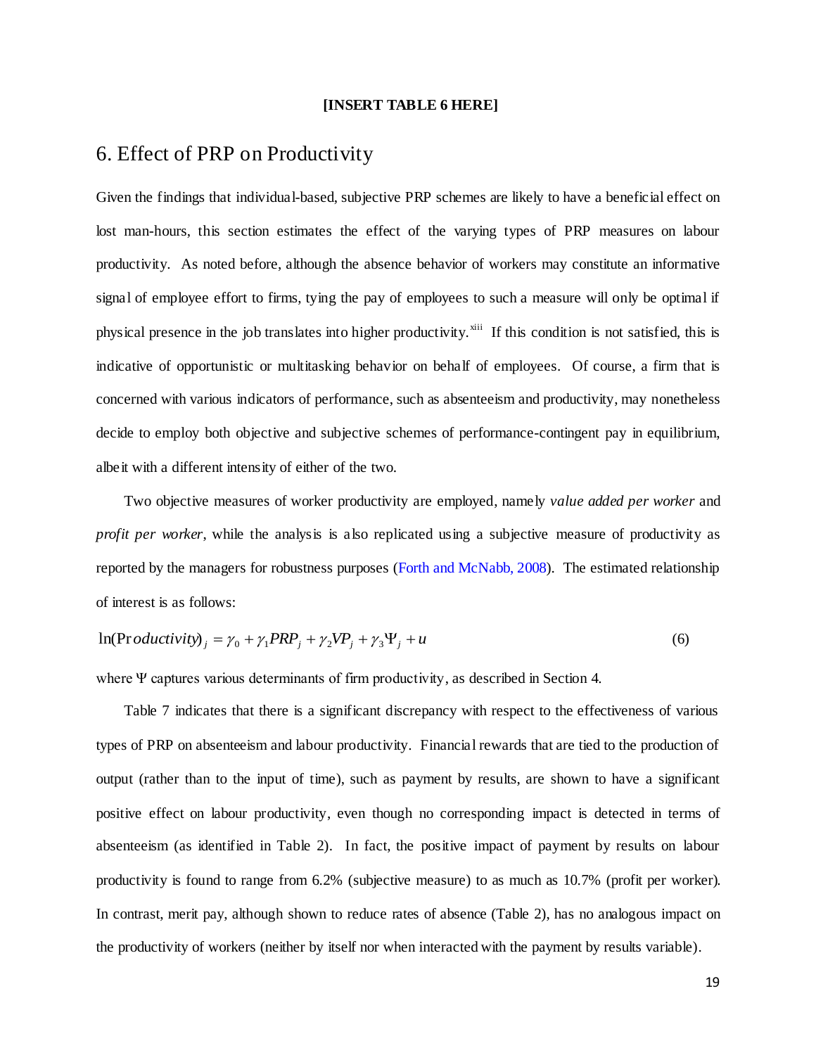**[INSERT TABLE 6 HERE]**

# 6. Effect of PRP on Productivity

Given the findings that individual-based, subjective PRP schemes are likely to have a beneficial effect on lost man-hours, this section estimates the effect of the varying types of PRP measures on labour productivity. As noted before, although the absence behavior of workers may constitute an informative signal of employee effort to firms, tying the pay of employees to such a measure will only be optimal if physical presence in the job translates into higher productivity.[xiii] If this condition is not satisfied, this is indicative of opportunistic or multitasking behavior on behalf of employees. Of course, a firm that is concerned with various indicators of performance, such as absenteeism and productivity, may nonetheless decide to employ both objective and subjective schemes of performance-contingent pay in equilibrium, albeit with a different intensity of either of the two.

Two objective measures of worker productivity are employed, namely *value added per worker* and *profit per worker*, while the analysis is also replicated using a subjective measure of productivity as reported by the managers for robustness purposes (Forth and McNabb, 2008). The estimated relationship of interest is as follows:

$$\ln(Productivity)_j = \gamma_0 + \gamma_1 PRP_j + \gamma_2 VP_j + \gamma_3 \Psi_j + u \tag{6}$$

where $\Psi$ captures various determinants of firm productivity, as described in Section 4.

Table 7 indicates that there is a significant discrepancy with respect to the effectiveness of various types of PRP on absenteeism and labour productivity. Financial rewards that are tied to the production of output (rather than to the input of time), such as payment by results, are shown to have a significant positive effect on labour productivity, even though no corresponding impact is detected in terms of absenteeism (as identified in Table 2). In fact, the positive impact of payment by results on labour productivity is found to range from 6.2% (subjective measure) to as much as 10.7% (profit per worker). In contrast, merit pay, although shown to reduce rates of absence (Table 2), has no analogous impact on the productivity of workers (neither by itself nor when interacted with the payment by results variable).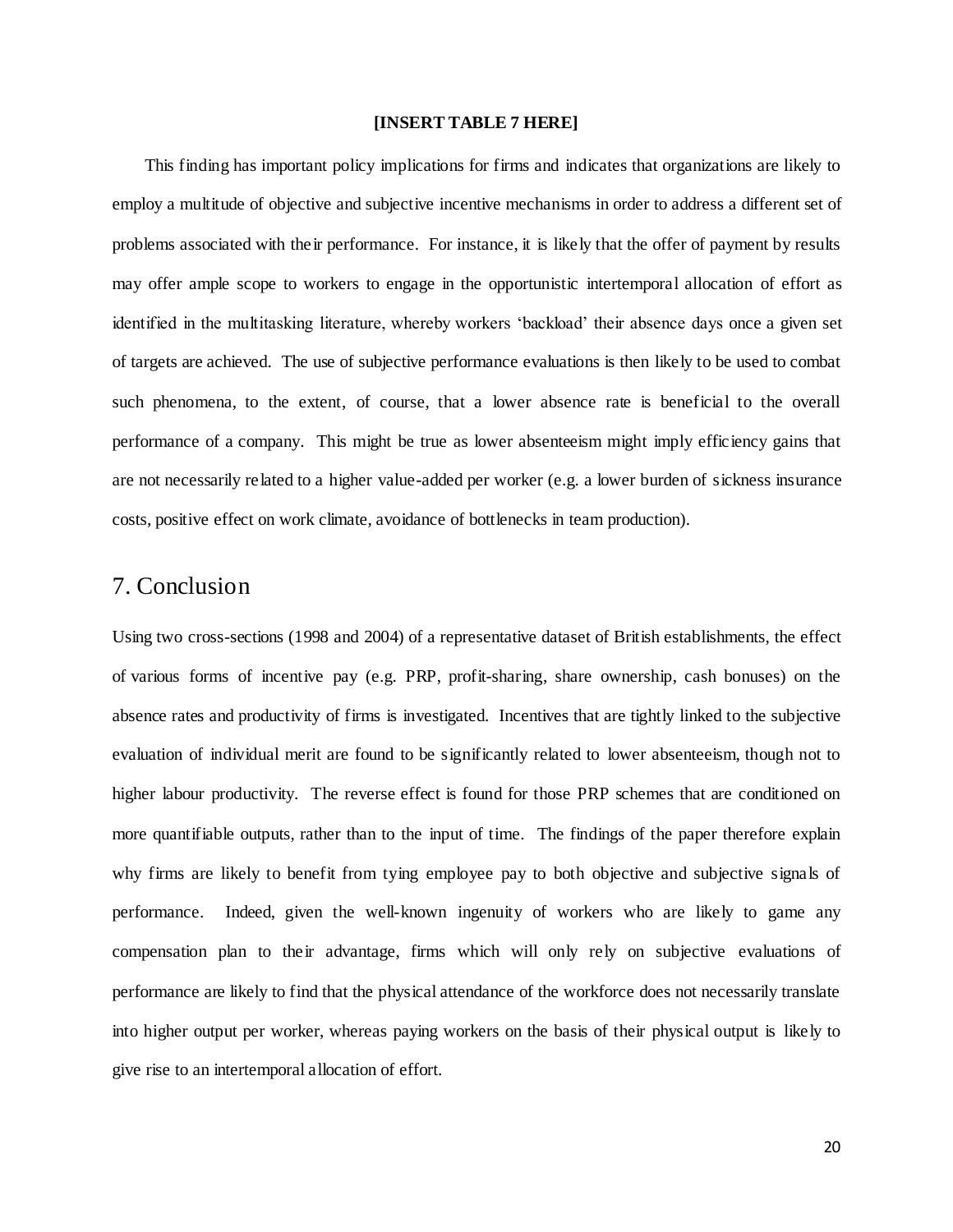**[INSERT TABLE 7 HERE]**

This finding has important policy implications for firms and indicates that organizations are likely to employ a multitude of objective and subjective incentive mechanisms in order to address a different set of problems associated with their performance. For instance, it is likely that the offer of payment by results may offer ample scope to workers to engage in the opportunistic intertemporal allocation of effort as identified in the multitasking literature, whereby workers 'backload' their absence days once a given set of targets are achieved. The use of subjective performance evaluations is then likely to be used to combat such phenomena, to the extent, of course, that a lower absence rate is beneficial to the overall performance of a company. This might be true as lower absenteeism might imply efficiency gains that are not necessarily related to a higher value-added per worker (e.g. a lower burden of sickness insurance costs, positive effect on work climate, avoidance of bottlenecks in team production).

## 7. Conclusion

Using two cross-sections (1998 and 2004) of a representative dataset of British establishments, the effect of various forms of incentive pay (e.g. PRP, profit-sharing, share ownership, cash bonuses) on the absence rates and productivity of firms is investigated. Incentives that are tightly linked to the subjective evaluation of individual merit are found to be significantly related to lower absenteeism, though not to higher labour productivity. The reverse effect is found for those PRP schemes that are conditioned on more quantifiable outputs, rather than to the input of time. The findings of the paper therefore explain why firms are likely to benefit from tying employee pay to both objective and subjective signals of performance. Indeed, given the well-known ingenuity of workers who are likely to game any compensation plan to their advantage, firms which will only rely on subjective evaluations of performance are likely to find that the physical attendance of the workforce does not necessarily translate into higher output per worker, whereas paying workers on the basis of their physical output is likely to give rise to an intertemporal allocation of effort.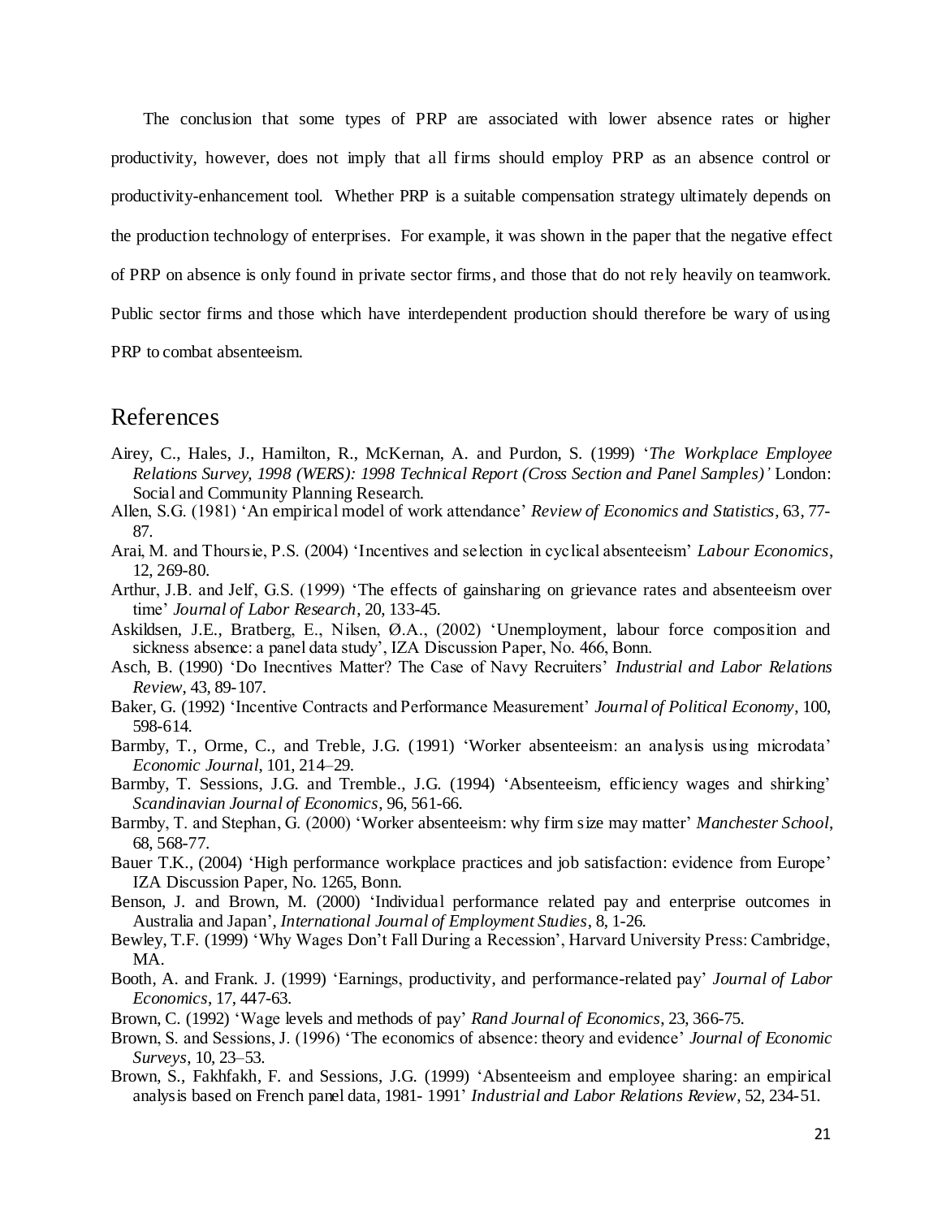The conclusion that some types of PRP are associated with lower absence rates or higher productivity, however, does not imply that all firms should employ PRP as an absence control or productivity-enhancement tool. Whether PRP is a suitable compensation strategy ultimately depends on the production technology of enterprises. For example, it was shown in the paper that the negative effect of PRP on absence is only found in private sector firms, and those that do not rely heavily on teamwork. Public sector firms and those which have interdependent production should therefore be wary of using PRP to combat absenteeism.

## References

Airey, C., Hales, J., Hamilton, R., McKernan, A. and Purdon, S. (1999) '*The Workplace Employee Relations Survey, 1998 (WERS): 1998 Technical Report (Cross Section and Panel Samples)'* London: Social and Community Planning Research.

Allen, S.G. (1981) 'An empirical model of work attendance' *Review of Economics and Statistics*, 63, 77-87.

Arai, M. and Thoursie, P.S. (2004) 'Incentives and selection in cyclical absenteeism' *Labour Economics*, 12, 269-80.

Arthur, J.B. and Jelf, G.S. (1999) 'The effects of gainsharing on grievance rates and absenteeism over time' *Journal of Labor Research*, 20, 133-45.

Askildsen, J.E., Bratberg, E., Nilsen, Ø.A., (2002) 'Unemployment, labour force composition and sickness absence: a panel data study', IZA Discussion Paper, No. 466, Bonn.

Asch, B. (1990) 'Do Inecntives Matter? The Case of Navy Recruiters' *Industrial and Labor Relations Review*, 43, 89-107.

Baker, G. (1992) 'Incentive Contracts and Performance Measurement' *Journal of Political Economy*, 100, 598-614.

Barmby, T., Orme, C., and Treble, J.G. (1991) 'Worker absenteeism: an analysis using microdata' *Economic Journal*, 101, 214–29.

Barmby, T. Sessions, J.G. and Tremble., J.G. (1994) 'Absenteeism, efficiency wages and shirking' *Scandinavian Journal of Economics*, 96, 561-66.

Barmby, T. and Stephan, G. (2000) 'Worker absenteeism: why firm size may matter' *Manchester School*, 68, 568-77.

Bauer T.K., (2004) 'High performance workplace practices and job satisfaction: evidence from Europe' IZA Discussion Paper, No. 1265, Bonn.

Benson, J. and Brown, M. (2000) 'Individual performance related pay and enterprise outcomes in Australia and Japan', *International Journal of Employment Studies*, 8, 1-26.

Bewley, T.F. (1999) 'Why Wages Don't Fall During a Recession', Harvard University Press: Cambridge, MA.

Booth, A. and Frank. J. (1999) 'Earnings, productivity, and performance-related pay' *Journal of Labor Economics*, 17, 447-63.

Brown, C. (1992) 'Wage levels and methods of pay' *Rand Journal of Economics*, 23, 366-75.

Brown, S. and Sessions, J. (1996) 'The economics of absence: theory and evidence' *Journal of Economic Surveys*, 10, 23–53.

Brown, S., Fakhfakh, F. and Sessions, J.G. (1999) 'Absenteeism and employee sharing: an empirical analysis based on French panel data, 1981- 1991' *Industrial and Labor Relations Review*, 52, 234-51.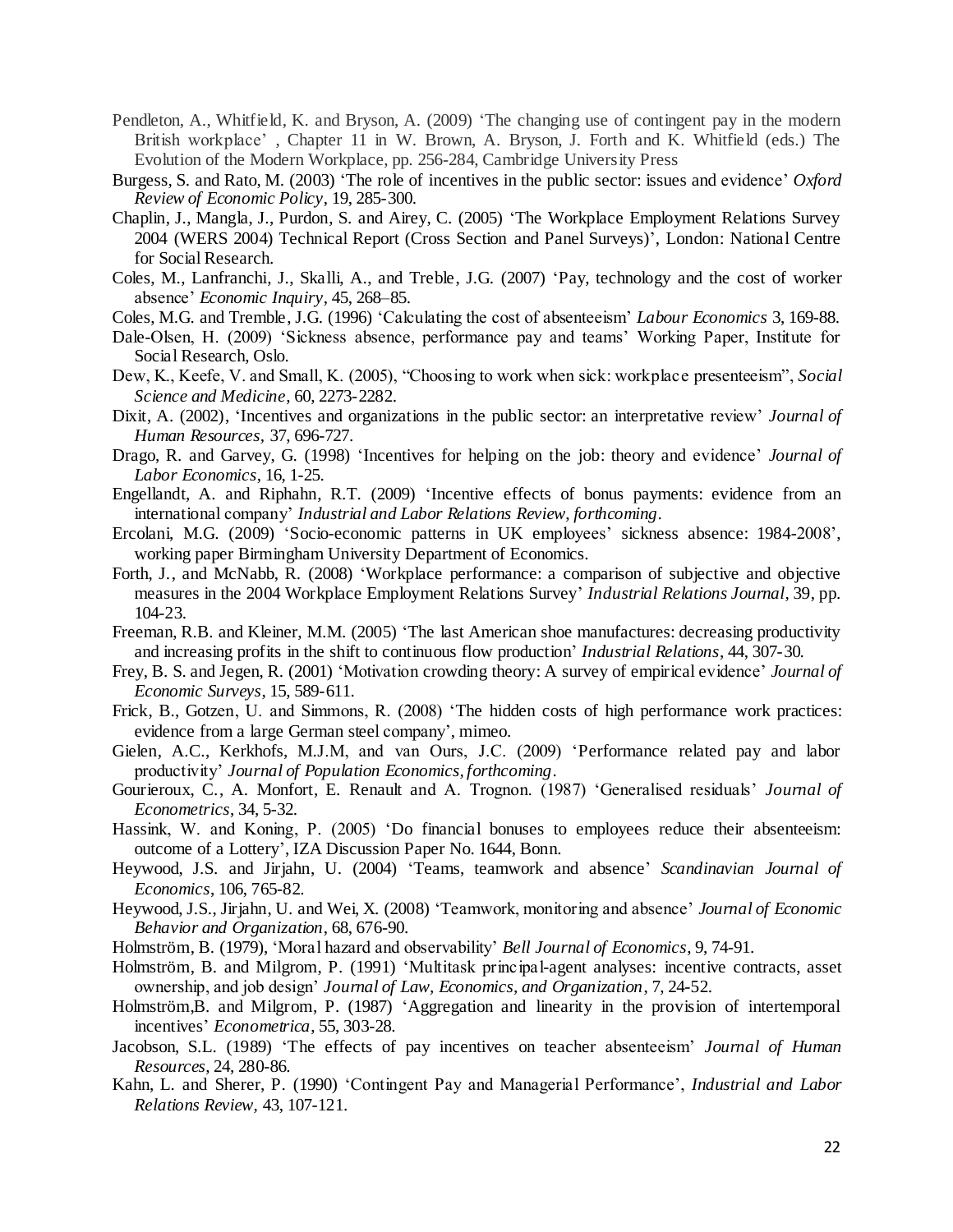Pendleton, A., Whitfield, K. and Bryson, A. (2009) 'The changing use of contingent pay in the modern British workplace' , Chapter 11 in W. Brown, A. Bryson, J. Forth and K. Whitfield (eds.) The Evolution of the Modern Workplace, pp. 256-284, Cambridge University Press

Burgess, S. and Rato, M. (2003) 'The role of incentives in the public sector: issues and evidence' *Oxford Review of Economic Policy*, 19, 285-300.

Chaplin, J., Mangla, J., Purdon, S. and Airey, C. (2005) 'The Workplace Employment Relations Survey 2004 (WERS 2004) Technical Report (Cross Section and Panel Surveys)', London: National Centre for Social Research.

Coles, M., Lanfranchi, J., Skalli, A., and Treble, J.G. (2007) 'Pay, technology and the cost of worker absence' *Economic Inquiry*, 45, 268–85.

Coles, M.G. and Tremble, J.G. (1996) 'Calculating the cost of absenteeism' *Labour Economics* 3, 169-88.

Dale-Olsen, H. (2009) 'Sickness absence, performance pay and teams' Working Paper, Institute for Social Research, Oslo.

Dew, K., Keefe, V. and Small, K. (2005), "Choosing to work when sick: workplace presenteeism", *Social Science and Medicine*, 60, 2273-2282.

Dixit, A. (2002), 'Incentives and organizations in the public sector: an interpretative review' *Journal of Human Resources*, 37, 696-727.

Drago, R. and Garvey, G. (1998) 'Incentives for helping on the job: theory and evidence' *Journal of Labor Economics*, 16, 1-25.

Engellandt, A. and Riphahn, R.T. (2009) 'Incentive effects of bonus payments: evidence from an international company' *Industrial and Labor Relations Review, forthcoming*.

Ercolani, M.G. (2009) 'Socio-economic patterns in UK employees' sickness absence: 1984-2008', working paper Birmingham University Department of Economics.

Forth, J., and McNabb, R. (2008) 'Workplace performance: a comparison of subjective and objective measures in the 2004 Workplace Employment Relations Survey' *Industrial Relations Journal*, 39, pp. 104-23.

Freeman, R.B. and Kleiner, M.M. (2005) 'The last American shoe manufactures: decreasing productivity and increasing profits in the shift to continuous flow production' *Industrial Relations*, 44, 307-30.

Frey, B. S. and Jegen, R. (2001) 'Motivation crowding theory: A survey of empirical evidence' *Journal of Economic Surveys*, 15, 589-611.

Frick, B., Gotzen, U. and Simmons, R. (2008) 'The hidden costs of high performance work practices: evidence from a large German steel company', mimeo.

Gielen, A.C., Kerkhofs, M.J.M, and van Ours, J.C. (2009) 'Performance related pay and labor productivity' *Journal of Population Economics, forthcoming*.

Gourieroux, C., A. Monfort, E. Renault and A. Trognon. (1987) 'Generalised residuals' *Journal of Econometrics*, 34, 5-32.

Hassink, W. and Koning, P. (2005) 'Do financial bonuses to employees reduce their absenteeism: outcome of a Lottery', IZA Discussion Paper No. 1644, Bonn.

Heywood, J.S. and Jirjahn, U. (2004) 'Teams, teamwork and absence' *Scandinavian Journal of Economics*, 106, 765-82.

Heywood, J.S., Jirjahn, U. and Wei, X. (2008) 'Teamwork, monitoring and absence' *Journal of Economic Behavior and Organization*, 68, 676-90.

Holmström, B. (1979), 'Moral hazard and observability' *Bell Journal of Economics*, 9, 74-91.

Holmström, B. and Milgrom, P. (1991) 'Multitask principal-agent analyses: incentive contracts, asset ownership, and job design' *Journal of Law, Economics, and Organization*, 7, 24-52.

Holmström,B. and Milgrom, P. (1987) 'Aggregation and linearity in the provision of intertemporal incentives' *Econometrica*, 55, 303-28.

Jacobson, S.L. (1989) 'The effects of pay incentives on teacher absenteeism' *Journal of Human Resources*, 24, 280-86.

Kahn, L. and Sherer, P. (1990) 'Contingent Pay and Managerial Performance', *Industrial and Labor Relations Review*, 43, 107-121.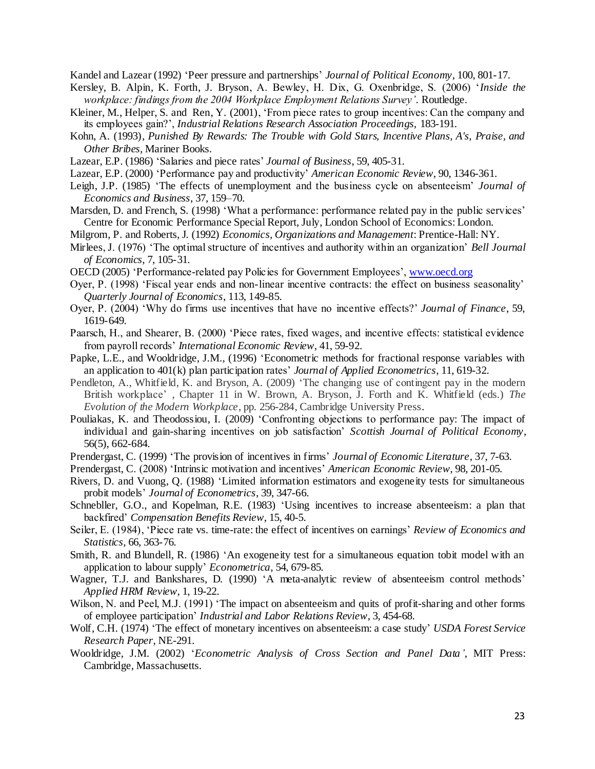Kandel and Lazear (1992) 'Peer pressure and partnerships' *Journal of Political Economy*, 100, 801-17.

Kersley, B. Alpin, K. Forth, J. Bryson, A. Bewley, H. Dix, G. Oxenbridge, S. (2006) '*Inside the workplace: findings from the 2004 Workplace Employment Relations Survey'*. Routledge.

Kleiner, M., Helper, S. and Ren, Y. (2001), 'From piece rates to group incentives: Can the company and its employees gain?', *Industrial Relations Research Association Proceedings*, 183-191.

Kohn, A. (1993), *Punished By Rewards: The Trouble with Gold Stars, Incentive Plans, A's, Praise, and Other Bribes*, Mariner Books.

Lazear, E.P. (1986) 'Salaries and piece rates' *Journal of Business*, 59, 405-31.

Lazear, E.P. (2000) 'Performance pay and productivity' *American Economic Review*, 90, 1346-361.

Leigh, J.P. (1985) 'The effects of unemployment and the business cycle on absenteeism' *Journal of Economics and Business*, 37, 159–70.

Marsden, D. and French, S. (1998) 'What a performance: performance related pay in the public services' Centre for Economic Performance Special Report, July, London School of Economics: London.

Milgrom, P. and Roberts, J. (1992) *Economics, Organizations and Management*: Prentice-Hall: NY.

Mirlees, J. (1976) 'The optimal structure of incentives and authority within an organization' *Bell Journal of Economics*, 7, 105-31.

OECD (2005) 'Performance-related pay Policies for Government Employees', www.oecd.org

Oyer, P. (1998) 'Fiscal year ends and non-linear incentive contracts: the effect on business seasonality' *Quarterly Journal of Economics*, 113, 149-85.

Oyer, P. (2004) 'Why do firms use incentives that have no incentive effects?' *Journal of Finance*, 59, 1619-649.

Paarsch, H., and Shearer, B. (2000) 'Piece rates, fixed wages, and incentive effects: statistical evidence from payroll records' *International Economic Review*, 41, 59-92.

Papke, L.E., and Wooldridge, J.M., (1996) 'Econometric methods for fractional response variables with an application to 401(k) plan participation rates' *Journal of Applied Econometrics*, 11, 619-32.

Pendleton, A., Whitfield, K. and Bryson, A. (2009) 'The changing use of contingent pay in the modern British workplace' , Chapter 11 in W. Brown, A. Bryson, J. Forth and K. Whitfield (eds.) *The Evolution of the Modern Workplace*, pp. 256-284, Cambridge University Press.

Pouliakas, K. and Theodossiou, I. (2009) 'Confronting objections to performance pay: The impact of individual and gain-sharing incentives on job satisfaction' *Scottish Journal of Political Economy*, 56(5), 662-684.

Prendergast, C. (1999) 'The provision of incentives in firms' *Journal of Economic Literature*, 37, 7-63.

Prendergast, C. (2008) 'Intrinsic motivation and incentives' *American Economic Review*, 98, 201-05.

Rivers, D. and Vuong, Q. (1988) 'Limited information estimators and exogeneity tests for simultaneous probit models' *Journal of Econometrics*, 39, 347-66.

Schnebller, G.O., and Kopelman, R.E. (1983) 'Using incentives to increase absenteeism: a plan that backfired' *Compensation Benefits Review*, 15, 40-5.

Seiler, E. (1984), 'Piece rate vs. time-rate: the effect of incentives on earnings' *Review of Economics and Statistics*, 66, 363-76.

Smith, R. and Blundell, R. (1986) 'An exogeneity test for a simultaneous equation tobit model with an application to labour supply' *Econometrica*, 54, 679-85.

Wagner, T.J. and Bankshares, D. (1990) 'A meta-analytic review of absenteeism control methods' *Applied HRM Review*, 1, 19-22.

Wilson, N. and Peel, M.J. (1991) 'The impact on absenteeism and quits of profit-sharing and other forms of employee participation' *Industrial and Labor Relations Review*, 3, 454-68.

Wolf, C.H. (1974) 'The effect of monetary incentives on absenteeism: a case study' *USDA Forest Service Research Paper*, NE-291.

Wooldridge, J.M. (2002) '*Econometric Analysis of Cross Section and Panel Data'*, MIT Press: Cambridge, Massachusetts.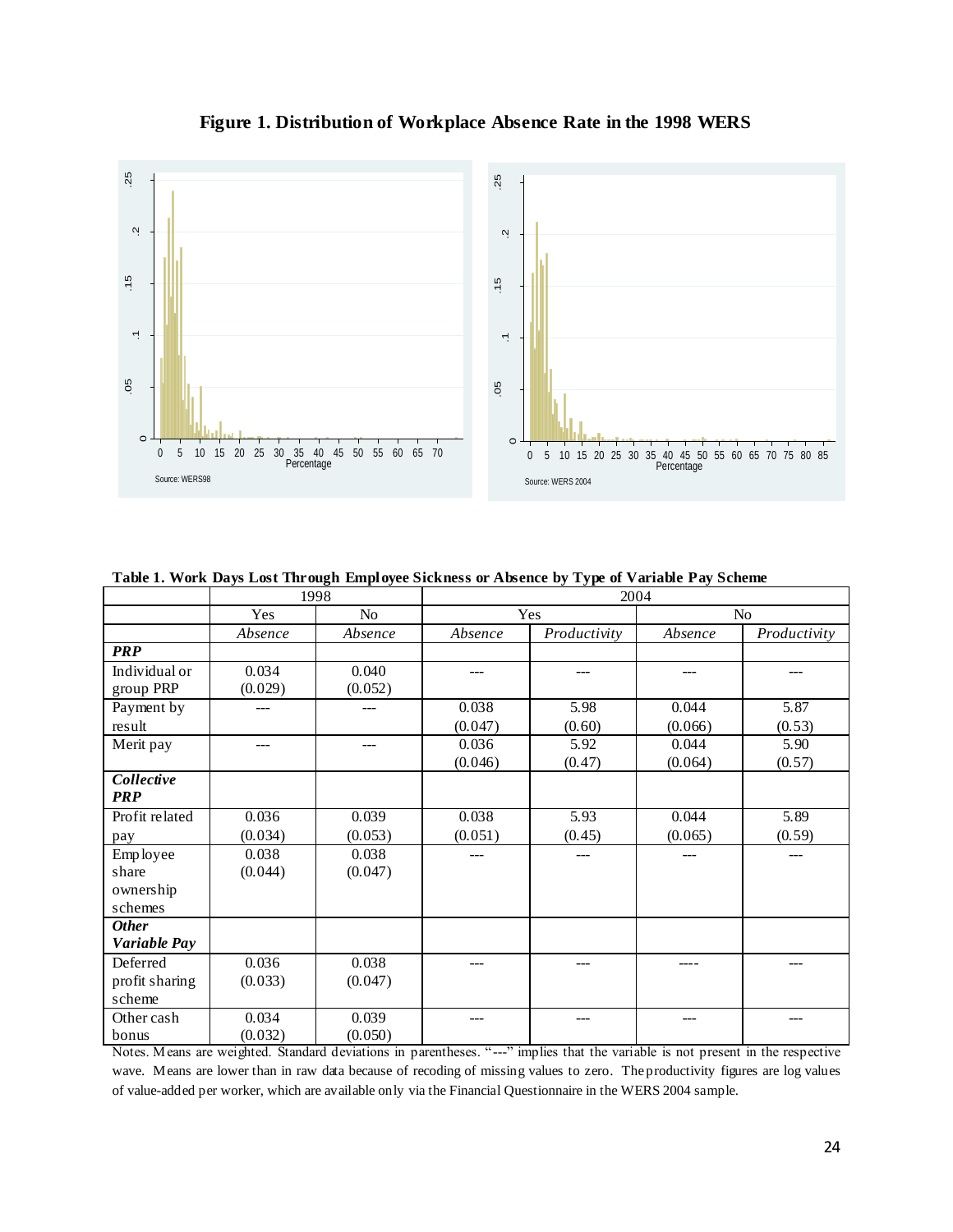**Figure 1. Distribution of Workplace Absence Rate in the 1998 WERS**

0 .05 .1 .15 .2 .25

0 5 10 15 20 25 30 35 40 45 50 55 60 65 70

Percentage

Source: WERS98

0 .05 .1 .15 .2 .25

0 5 10 15 20 25 30 35 40 45 50 55 60 65 70 75 80 85

Percentage

Source: WERS 2004

**Table 1. Work Days Lost Through Employee Sickness or Absence by Type of Variable Pay Scheme**

| | 1998 | | 2004 | | | |
|---|---|---|---|---|---|---|
| | Yes | No | Yes | | No | |
| | *Absence* | *Absence* | *Absence* | *Productivity* | *Absence* | *Productivity* |
| ***PRP*** | | | | | | |
| Individual or group PRP | 0.034 (0.029) | 0.040 (0.052) | --- | --- | --- | --- |
| Payment by result | --- | --- | 0.038 (0.047) | 5.98 (0.60) | 0.044 (0.066) | 5.87 (0.53) |
| Merit pay | --- | --- | 0.036 (0.046) | 5.92 (0.47) | 0.044 (0.064) | 5.90 (0.57) |
| ***Collective PRP*** | | | | | | |
| Profit related pay | 0.036 (0.034) | 0.039 (0.053) | 0.038 (0.051) | 5.93 (0.45) | 0.044 (0.065) | 5.89 (0.59) |
| Employee share ownership schemes | 0.038 (0.044) | 0.038 (0.047) | --- | --- | --- | --- |
| ***Other Variable Pay*** | | | | | | |
| Deferred profit sharing scheme | 0.036 (0.033) | 0.038 (0.047) | --- | --- | ---- | --- |
| Other cash bonus | 0.034 (0.032) | 0.039 (0.050) | --- | --- | --- | --- |

Notes. Means are weighted. Standard deviations in parentheses. "---" implies that the variable is not present in the respective wave. Means are lower than in raw data because of recoding of missing values to zero. The productivity figures are log values of value-added per worker, which are available only via the Financial Questionnaire in the WERS 2004 sample.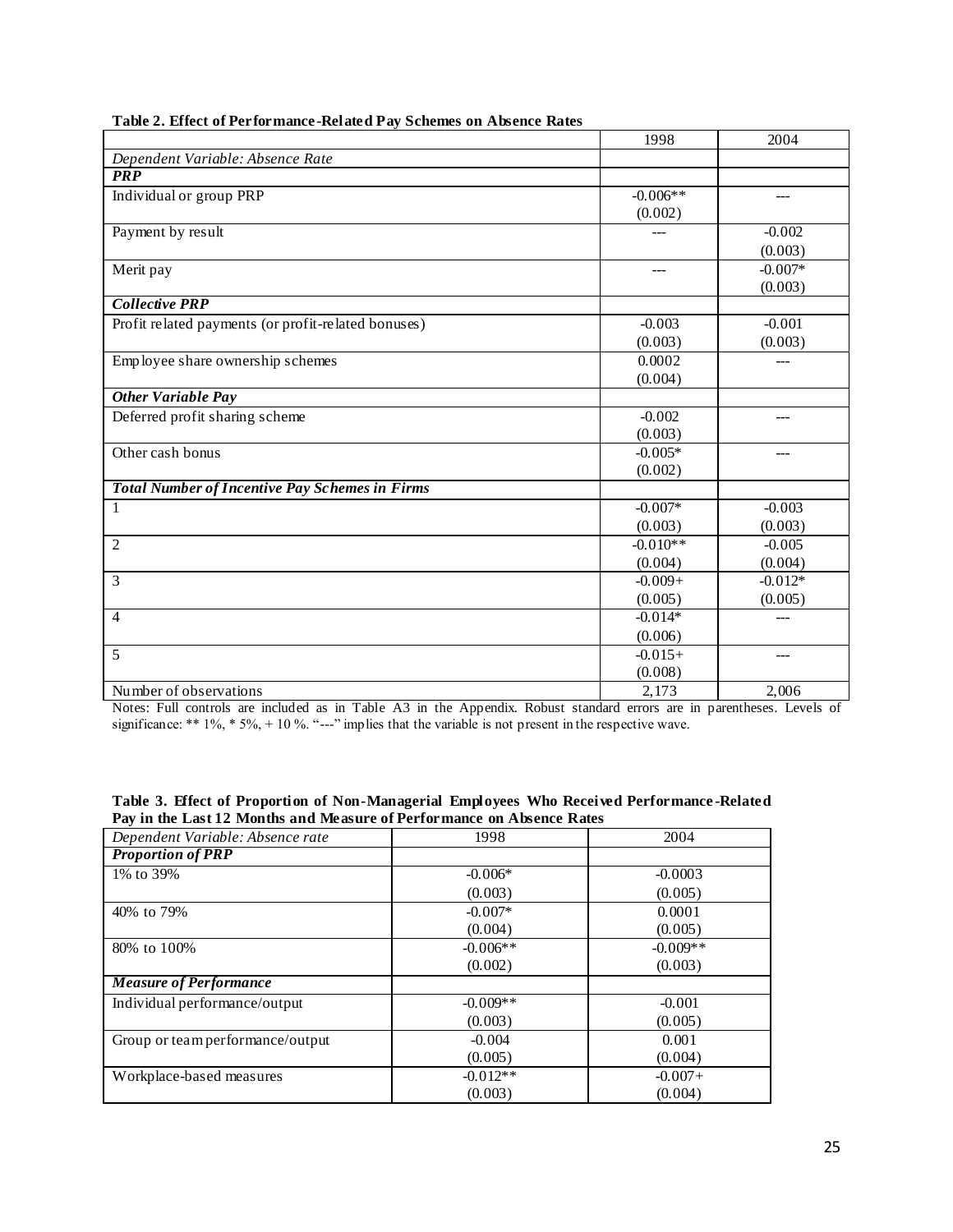**Table 2. Effect of Performance-Related Pay Schemes on Absence Rates**

| | 1998 | 2004 |
|---|---|---|
| *Dependent Variable: Absence Rate* | | |
| ***PRP*** | | |
| Individual or group PRP | -0.006** (0.002) | --- |
| Payment by result | --- | -0.002 (0.003) |
| Merit pay | --- | -0.007* (0.003) |
| ***Collective PRP*** | | |
| Profit related payments (or profit-related bonuses) | -0.003 (0.003) | -0.001 (0.003) |
| Employee share ownership schemes | 0.0002 (0.004) | --- |
| ***Other Variable Pay*** | | |
| Deferred profit sharing scheme | -0.002 (0.003) | --- |
| Other cash bonus | -0.005* (0.002) | --- |
| ***Total Number of Incentive Pay Schemes in Firms*** | | |
| 1 | -0.007* (0.003) | -0.003 (0.003) |
| 2 | -0.010** (0.004) | -0.005 (0.004) |
| 3 | -0.009+ (0.005) | -0.012* (0.005) |
| 4 | -0.014* (0.006) | --- |
| 5 | -0.015+ (0.008) | --- |
| Number of observations | 2,173 | 2,006 |

Notes: Full controls are included as in Table A3 in the Appendix. Robust standard errors are in parentheses. Levels of significance: ** 1%, * 5%, + 10 %. "---" implies that the variable is not present in the respective wave.

**Table 3. Effect of Proportion of Non-Managerial Employees Who Received Performance-Related Pay in the Last 12 Months and Measure of Performance on Absence Rates**

| *Dependent Variable: Absence rate* | 1998 | 2004 |
|---|---|---|
| ***Proportion of PRP*** | | |
| 1% to 39% | -0.006* (0.003) | -0.0003 (0.005) |
| 40% to 79% | -0.007* (0.004) | 0.0001 (0.005) |
| 80% to 100% | -0.006** (0.002) | -0.009** (0.003) |
| ***Measure of Performance*** | | |
| Individual performance/output | -0.009** (0.003) | -0.001 (0.005) |
| Group or team performance/output | -0.004 (0.005) | 0.001 (0.004) |
| Workplace-based measures | -0.012** (0.003) | -0.007+ (0.004) |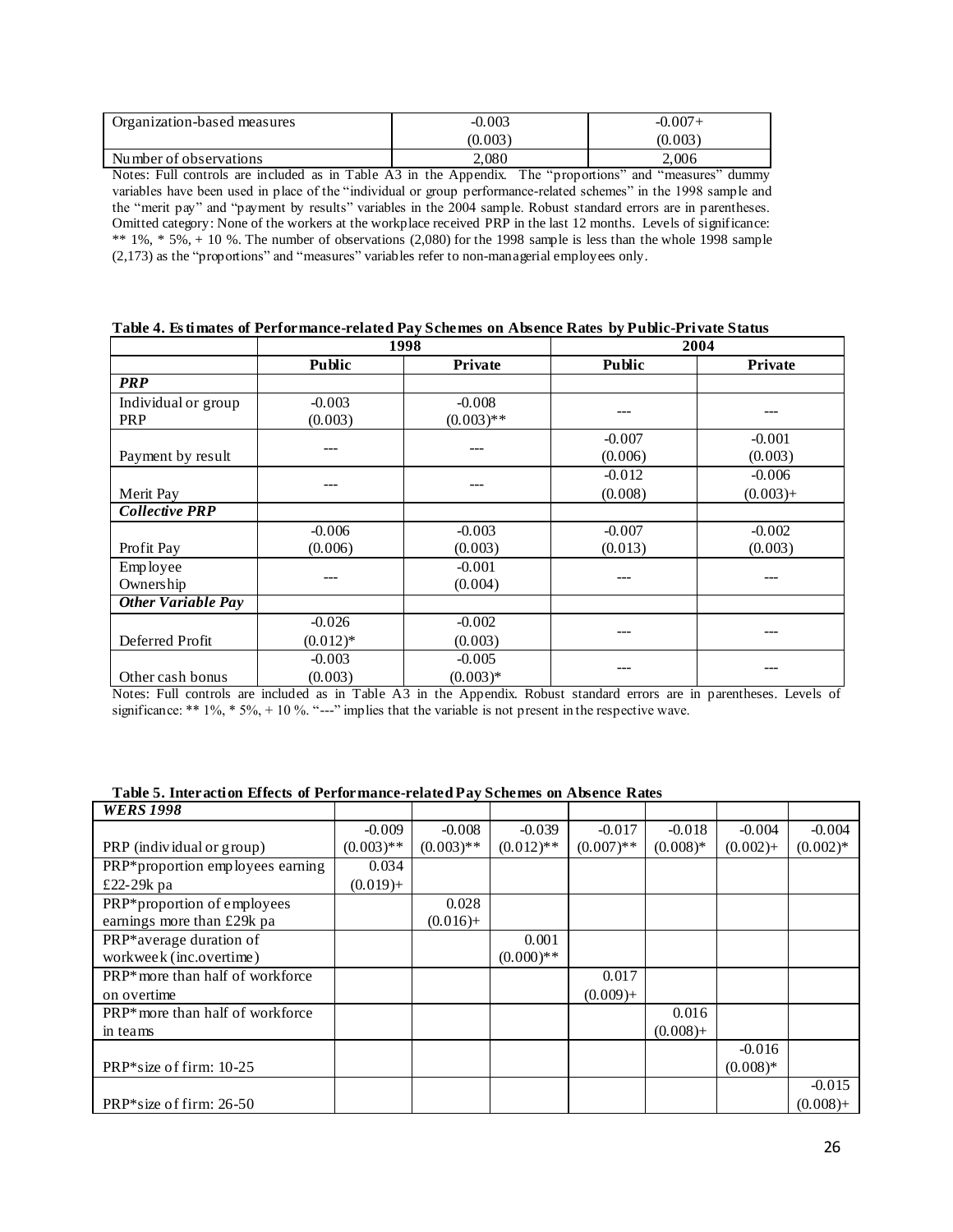| | | |
|---|---|---|
| Organization-based measures | -0.003<br>(0.003) | -0.007+<br>(0.003) |
| Number of observations | 2,080 | 2,006 |

Notes: Full controls are included as in Table A3 in the Appendix. The "proportions" and "measures" dummy variables have been used in place of the "individual or group performance-related schemes" in the 1998 sample and the "merit pay" and "payment by results" variables in the 2004 sample. Robust standard errors are in parentheses. Omitted category: None of the workers at the workplace received PRP in the last 12 months. Levels of significance: ** 1%, * 5%, + 10 %. The number of observations (2,080) for the 1998 sample is less than the whole 1998 sample (2,173) as the "proportions" and "measures" variables refer to non-managerial employees only.

**Table 4. Estimates of Performance-related Pay Schemes on Absence Rates by Public-Private Status**

| | 1998 | | 2004 | |
|---|---|---|---|---|
| | **Public** | **Private** | **Public** | **Private** |
| ***PRP*** | | | | |
| Individual or group PRP | -0.003<br>(0.003) | -0.008<br>(0.003)** | --- | --- |
| Payment by result | --- | --- | -0.007<br>(0.006) | -0.001<br>(0.003) |
| Merit Pay | --- | --- | -0.012<br>(0.008) | -0.006<br>(0.003)+ |
| ***Collective PRP*** | | | | |
| Profit Pay | -0.006<br>(0.006) | -0.003<br>(0.003) | -0.007<br>(0.013) | -0.002<br>(0.003) |
| Employee Ownership | --- | -0.001<br>(0.004) | --- | --- |
| ***Other Variable Pay*** | | | | |
| Deferred Profit | -0.026<br>(0.012)* | -0.002<br>(0.003) | --- | --- |
| Other cash bonus | -0.003<br>(0.003) | -0.005<br>(0.003)* | --- | --- |

Notes: Full controls are included as in Table A3 in the Appendix. Robust standard errors are in parentheses. Levels of significance: ** 1%, * 5%, + 10 %. "---" implies that the variable is not present in the respective wave.

**Table 5. Interaction Effects of Performance-related Pay Schemes on Absence Rates**

| ***WERS 1998*** | | | | | | | |
|---|---|---|---|---|---|---|---|
| PRP (individual or group) | -0.009<br>(0.003)** | -0.008<br>(0.003)** | -0.039<br>(0.012)** | -0.017<br>(0.007)** | -0.018<br>(0.008)* | -0.004<br>(0.002)+ | -0.004<br>(0.002)* |
| PRP*proportion employees earning £22-29k pa | 0.034<br>(0.019)+ | | | | | | |
| PRP*proportion of employees earnings more than £29k pa | | 0.028<br>(0.016)+ | | | | | |
| PRP*average duration of workweek (inc.overtime) | | | 0.001<br>(0.000)** | | | | |
| PRP*more than half of workforce on overtime | | | | 0.017<br>(0.009)+ | | | |
| PRP*more than half of workforce in teams | | | | | 0.016<br>(0.008)+ | | |
| PRP*size of firm: 10-25 | | | | | | -0.016<br>(0.008)* | |
| PRP*size of firm: 26-50 | | | | | | | -0.015<br>(0.008)+ |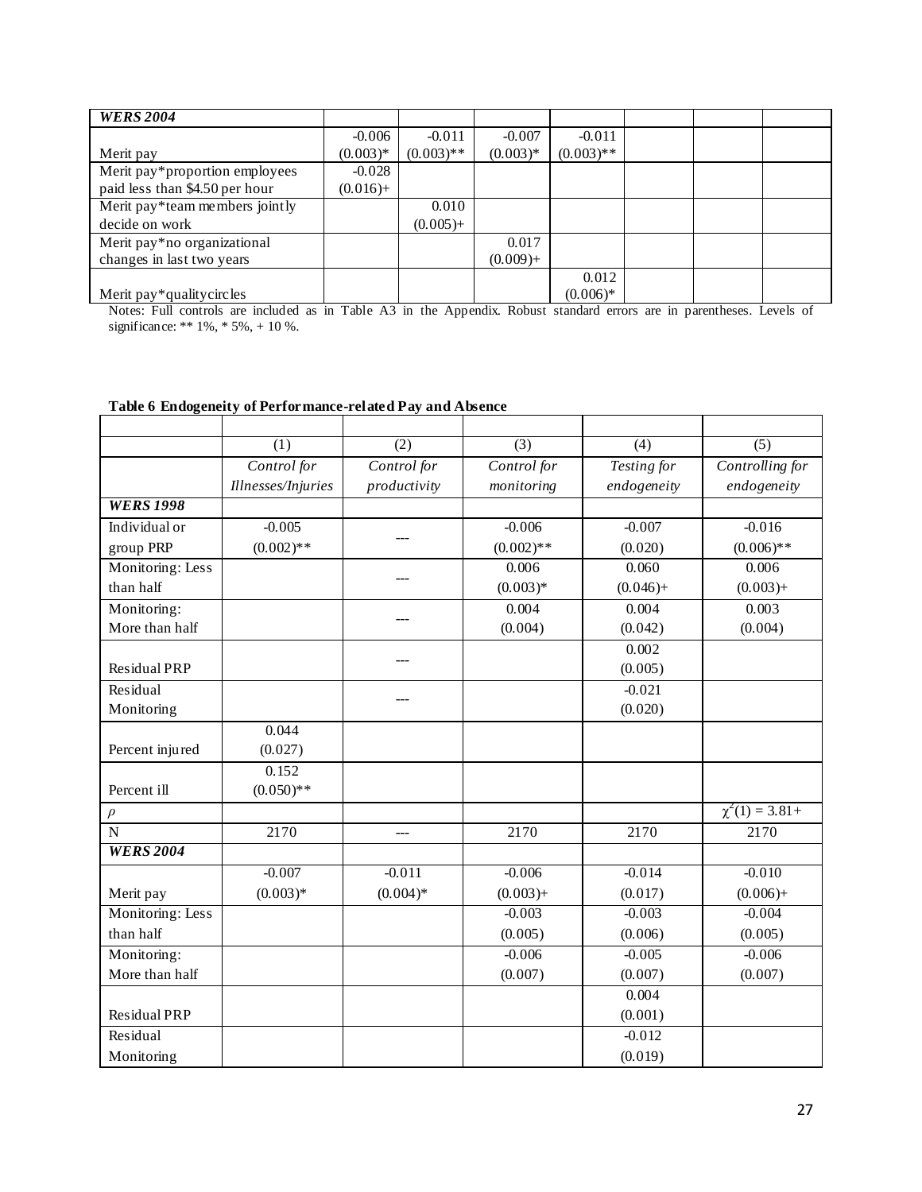| | | | | | | | |
|---|---|---|---|---|---|---|---|
| ***WERS 2004*** | | | | | | | |
| Merit pay | -0.006 (0.003)* | -0.011 (0.003)** | -0.007 (0.003)* | -0.011 (0.003)** | | | |
| Merit pay*proportion employees paid less than $4.50 per hour | -0.028 (0.016)+ | | | | | | |
| Merit pay*team members jointly decide on work | | 0.010 (0.005)+ | | | | | |
| Merit pay*no organizational changes in last two years | | | 0.017 (0.009)+ | | | | |
| Merit pay*qualitycircles | | | | 0.012 (0.006)* | | | |

Notes: Full controls are included as in Table A3 in the Appendix. Robust standard errors are in parentheses. Levels of significance: ** 1%, * 5%, + 10 %.

**Table 6 Endogeneity of Performance-related Pay and Absence**

| | (1) | (2) | (3) | (4) | (5) |
|---|---|---|---|---|---|
| | *Control for Illnesses/Injuries* | *Control for productivity* | *Control for monitoring* | *Testing for endogeneity* | *Controlling for endogeneity* |
| ***WERS 1998*** | | | | | |
| Individual or group PRP | -0.005 (0.002)** | --- | -0.006 (0.002)** | -0.007 (0.020) | -0.016 (0.006)** |
| Monitoring: Less than half | | --- | 0.006 (0.003)* | 0.060 (0.046)+ | 0.006 (0.003)+ |
| Monitoring: More than half | | --- | 0.004 (0.004) | 0.004 (0.042) | 0.003 (0.004) |
| Residual PRP | | --- | | 0.002 (0.005) | |
| Residual Monitoring | | --- | | -0.021 (0.020) | |
| Percent injured | 0.044 (0.027) | | | | |
| Percent ill | 0.152 (0.050)** | | | | |
| $\rho$ | | | | | $\chi^2(1) = 3.81+$ |
| N | 2170 | --- | 2170 | 2170 | 2170 |
| ***WERS 2004*** | | | | | |
| Merit pay | -0.007 (0.003)* | -0.011 (0.004)* | -0.006 (0.003)+ | -0.014 (0.017) | -0.010 (0.006)+ |
| Monitoring: Less than half | | | -0.003 (0.005) | -0.003 (0.006) | -0.004 (0.005) |
| Monitoring: More than half | | | -0.006 (0.007) | -0.005 (0.007) | -0.006 (0.007) |
| Residual PRP | | | | 0.004 (0.001) | |
| Residual Monitoring | | | | -0.012 (0.019) | |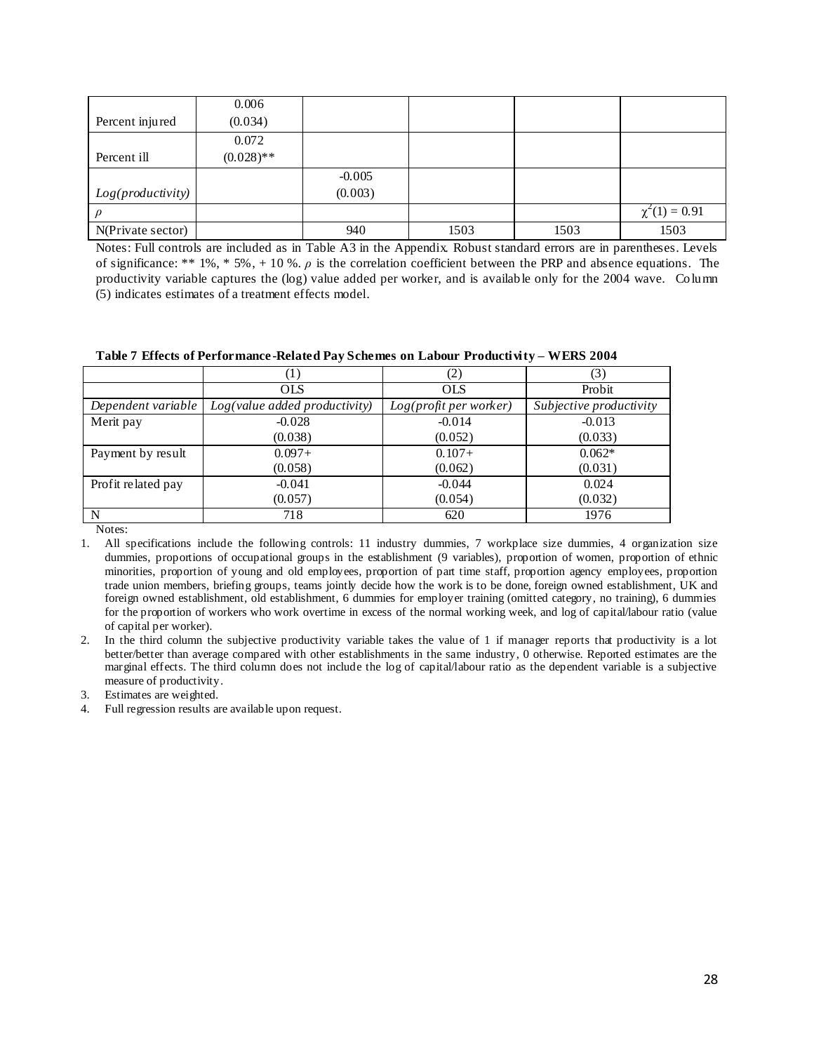| | | | | | |
|---|---|---|---|---|---|
| Percent injured | 0.006<br>(0.034) | | | | |
| Percent ill | 0.072<br>(0.028)** | | | | |
| *Log(productivity)* | | -0.005<br>(0.003) | | | |
| $\rho$ | | | | | $\chi^2(1) = 0.91$ |
| N(Private sector) | | 940 | 1503 | 1503 | 1503 |

Notes: Full controls are included as in Table A3 in the Appendix. Robust standard errors are in parentheses. Levels of significance: ** 1%, * 5%, + 10 %. $\rho$ is the correlation coefficient between the PRP and absence equations. The productivity variable captures the (log) value added per worker, and is available only for the 2004 wave. Column (5) indicates estimates of a treatment effects model.

**Table 7 Effects of Performance-Related Pay Schemes on Labour Productivity – WERS 2004**

| | (1) | (2) | (3) |
|---|---|---|---|
| | OLS | OLS | Probit |
| *Dependent variable* | *Log(value added productivity)* | *Log(profit per worker)* | *Subjective productivity* |
| Merit pay | -0.028<br>(0.038) | -0.014<br>(0.052) | -0.013<br>(0.033) |
| Payment by result | 0.097+<br>(0.058) | 0.107+<br>(0.062) | 0.062*<br>(0.031) |
| Profit related pay | -0.041<br>(0.057) | -0.044<br>(0.054) | 0.024<br>(0.032) |
| N | 718 | 620 | 1976 |

Notes:

1. All specifications include the following controls: 11 industry dummies, 7 workplace size dummies, 4 organization size dummies, proportions of occupational groups in the establishment (9 variables), proportion of women, proportion of ethnic minorities, proportion of young and old employees, proportion of part time staff, proportion agency employees, proportion trade union members, briefing groups, teams jointly decide how the work is to be done, foreign owned establishment, UK and foreign owned establishment, old establishment, 6 dummies for employer training (omitted category, no training), 6 dummies for the proportion of workers who work overtime in excess of the normal working week, and log of capital/labour ratio (value of capital per worker).
2. In the third column the subjective productivity variable takes the value of 1 if manager reports that productivity is a lot better/better than average compared with other establishments in the same industry, 0 otherwise. Reported estimates are the marginal effects. The third column does not include the log of capital/labour ratio as the dependent variable is a subjective measure of productivity.
3. Estimates are weighted.
4. Full regression results are available upon request.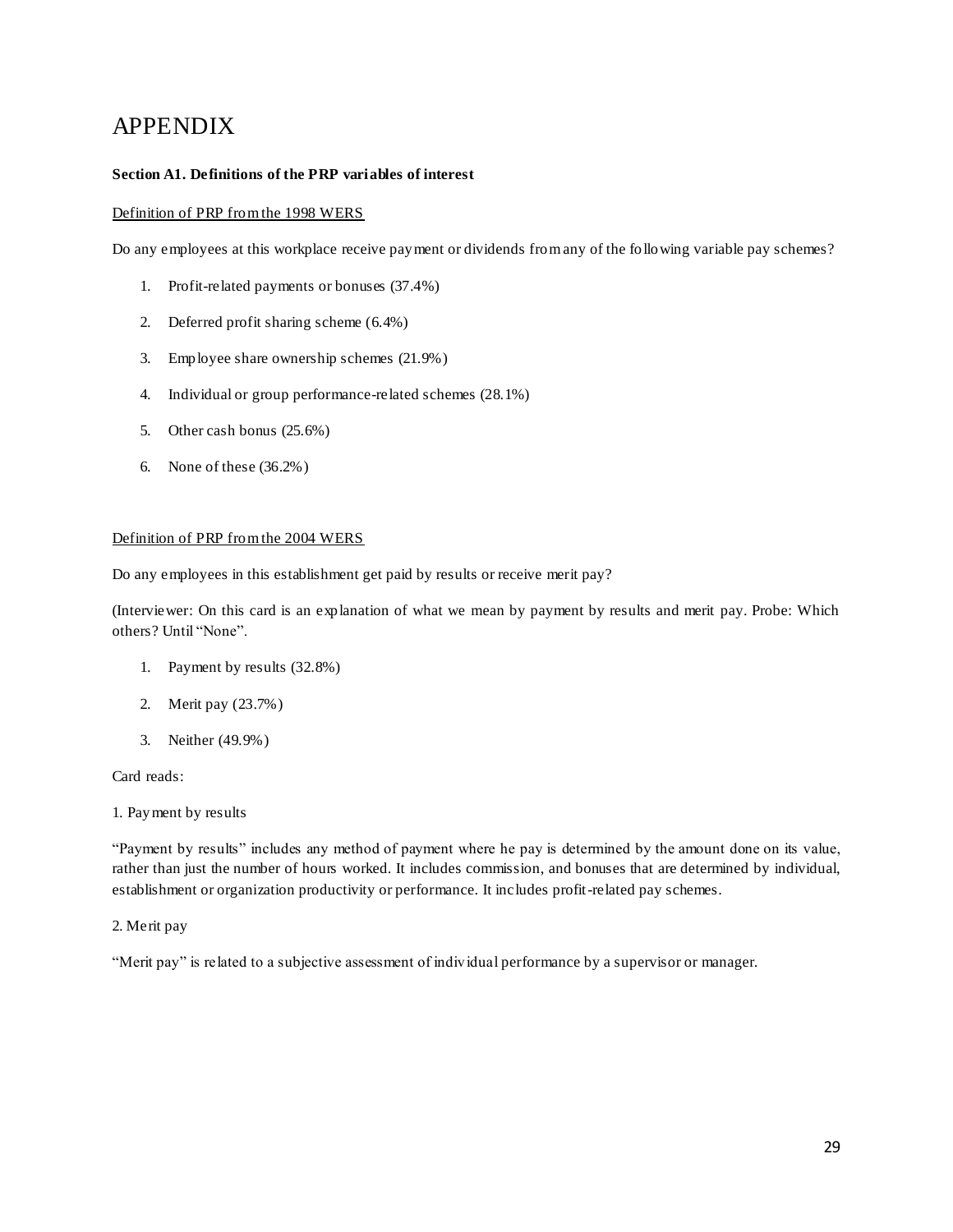# APPENDIX

**Section A1. Definitions of the PRP variables of interest**

Definition of PRP from the 1998 WERS

Do any employees at this workplace receive payment or dividends from any of the following variable pay schemes?

1. Profit-related payments or bonuses (37.4%)
2. Deferred profit sharing scheme (6.4%)
3. Employee share ownership schemes (21.9%)
4. Individual or group performance-related schemes (28.1%)
5. Other cash bonus (25.6%)
6. None of these (36.2%)

Definition of PRP from the 2004 WERS

Do any employees in this establishment get paid by results or receive merit pay?

(Interviewer: On this card is an explanation of what we mean by payment by results and merit pay. Probe: Which others? Until "None".

1. Payment by results (32.8%)
2. Merit pay (23.7%)
3. Neither (49.9%)

Card reads:

1. Payment by results

"Payment by results" includes any method of payment where he pay is determined by the amount done on its value, rather than just the number of hours worked. It includes commission, and bonuses that are determined by individual, establishment or organization productivity or performance. It includes profit-related pay schemes.

2. Merit pay

"Merit pay" is related to a subjective assessment of individual performance by a supervisor or manager.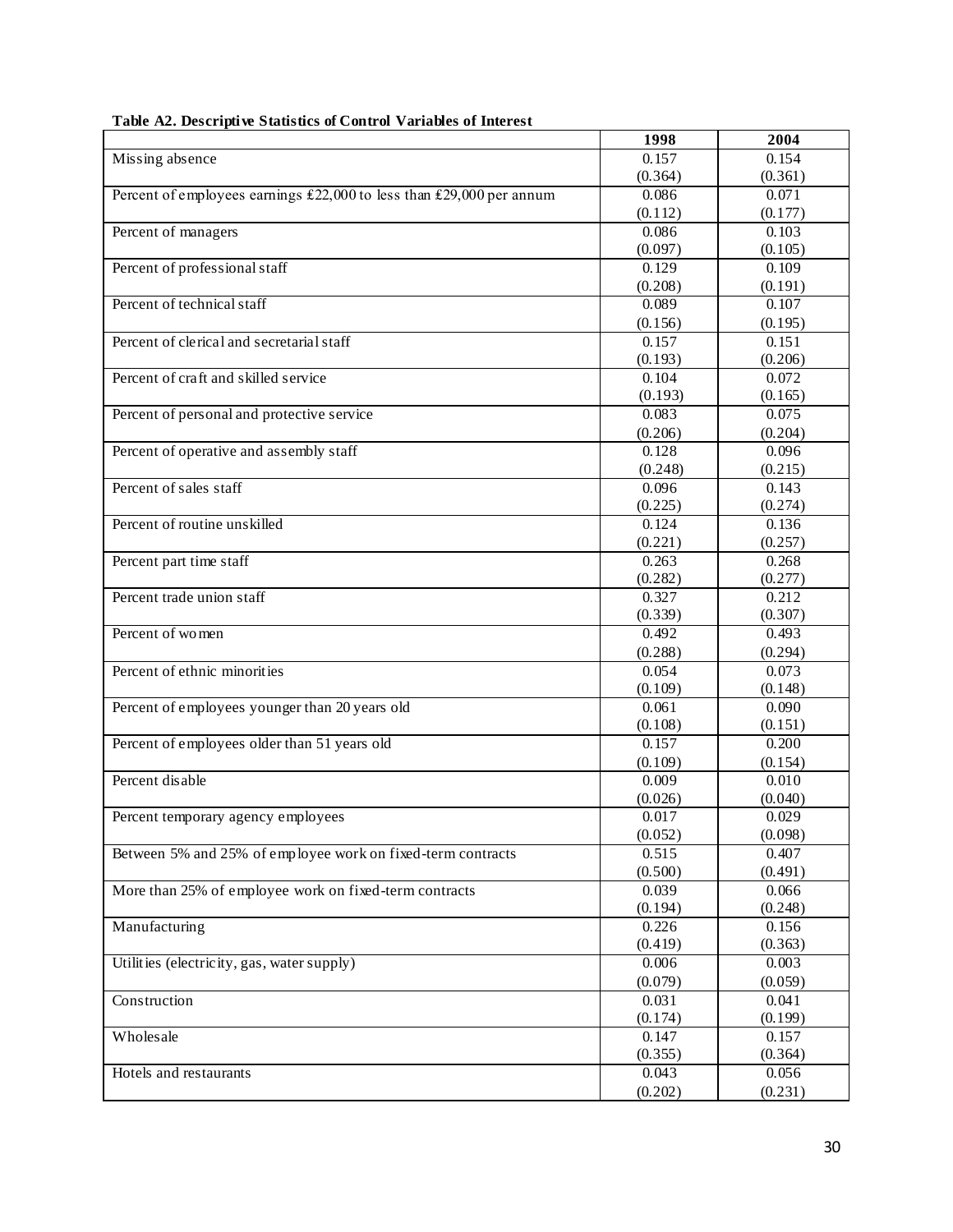**Table A2. Descriptive Statistics of Control Variables of Interest**

| | 1998 | 2004 |
|---|---|---|
| Missing absence | 0.157<br>(0.364) | 0.154<br>(0.361) |
| Percent of employees earnings £22,000 to less than £29,000 per annum | 0.086<br>(0.112) | 0.071<br>(0.177) |
| Percent of managers | 0.086<br>(0.097) | 0.103<br>(0.105) |
| Percent of professional staff | 0.129<br>(0.208) | 0.109<br>(0.191) |
| Percent of technical staff | 0.089<br>(0.156) | 0.107<br>(0.195) |
| Percent of clerical and secretarial staff | 0.157<br>(0.193) | 0.151<br>(0.206) |
| Percent of craft and skilled service | 0.104<br>(0.193) | 0.072<br>(0.165) |
| Percent of personal and protective service | 0.083<br>(0.206) | 0.075<br>(0.204) |
| Percent of operative and assembly staff | 0.128<br>(0.248) | 0.096<br>(0.215) |
| Percent of sales staff | 0.096<br>(0.225) | 0.143<br>(0.274) |
| Percent of routine unskilled | 0.124<br>(0.221) | 0.136<br>(0.257) |
| Percent part time staff | 0.263<br>(0.282) | 0.268<br>(0.277) |
| Percent trade union staff | 0.327<br>(0.339) | 0.212<br>(0.307) |
| Percent of women | 0.492<br>(0.288) | 0.493<br>(0.294) |
| Percent of ethnic minorities | 0.054<br>(0.109) | 0.073<br>(0.148) |
| Percent of employees younger than 20 years old | 0.061<br>(0.108) | 0.090<br>(0.151) |
| Percent of employees older than 51 years old | 0.157<br>(0.109) | 0.200<br>(0.154) |
| Percent disable | 0.009<br>(0.026) | 0.010<br>(0.040) |
| Percent temporary agency employees | 0.017<br>(0.052) | 0.029<br>(0.098) |
| Between 5% and 25% of employee work on fixed-term contracts | 0.515<br>(0.500) | 0.407<br>(0.491) |
| More than 25% of employee work on fixed-term contracts | 0.039<br>(0.194) | 0.066<br>(0.248) |
| Manufacturing | 0.226<br>(0.419) | 0.156<br>(0.363) |
| Utilities (electricity, gas, water supply) | 0.006<br>(0.079) | 0.003<br>(0.059) |
| Construction | 0.031<br>(0.174) | 0.041<br>(0.199) |
| Wholesale | 0.147<br>(0.355) | 0.157<br>(0.364) |
| Hotels and restaurants | 0.043<br>(0.202) | 0.056<br>(0.231) |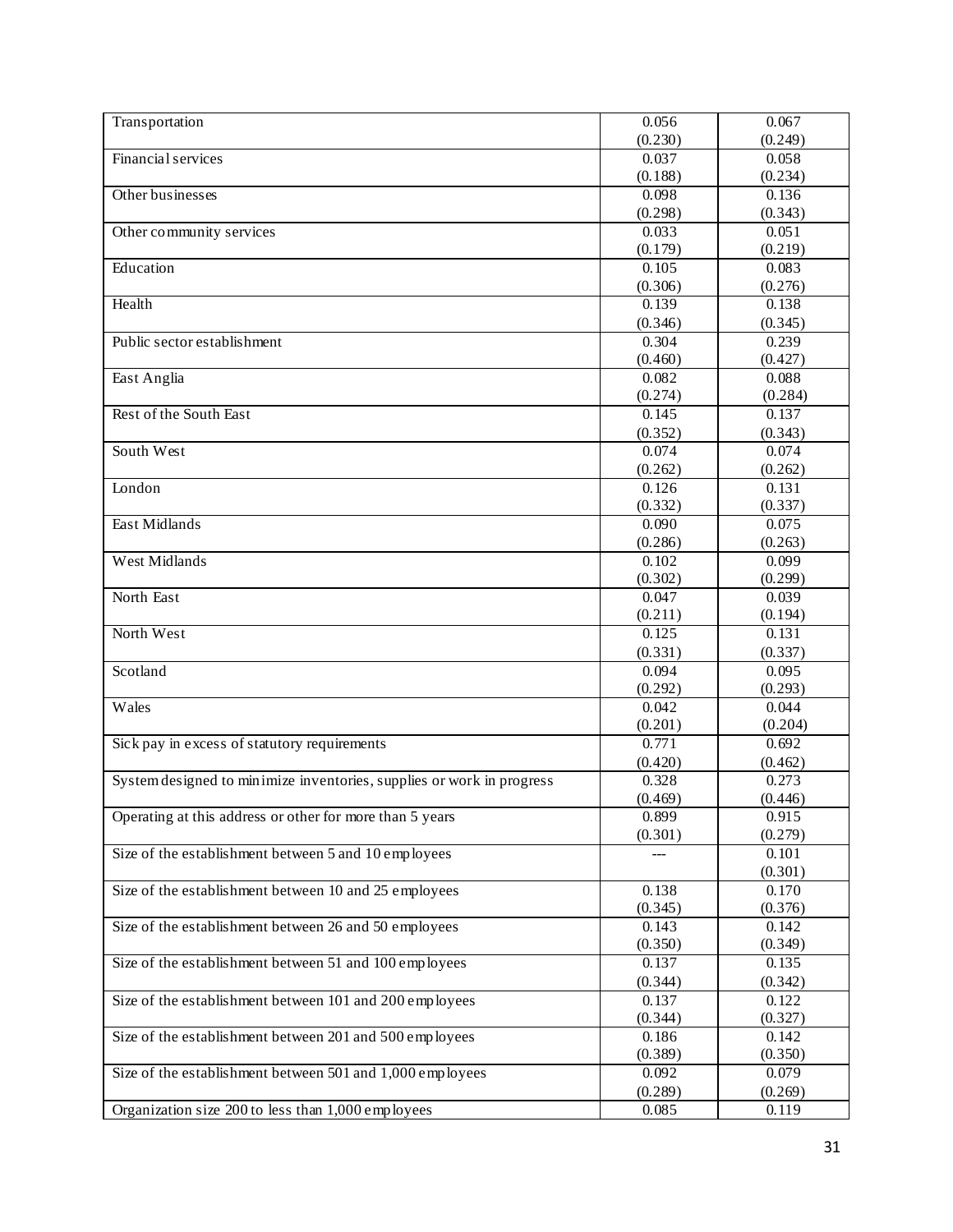| | | |
|---|---|---|
| Transportation | 0.056<br>(0.230) | 0.067<br>(0.249) |
| Financial services | 0.037<br>(0.188) | 0.058<br>(0.234) |
| Other businesses | 0.098<br>(0.298) | 0.136<br>(0.343) |
| Other community services | 0.033<br>(0.179) | 0.051<br>(0.219) |
| Education | 0.105<br>(0.306) | 0.083<br>(0.276) |
| Health | 0.139<br>(0.346) | 0.138<br>(0.345) |
| Public sector establishment | 0.304<br>(0.460) | 0.239<br>(0.427) |
| East Anglia | 0.082<br>(0.274) | 0.088<br>(0.284) |
| Rest of the South East | 0.145<br>(0.352) | 0.137<br>(0.343) |
| South West | 0.074<br>(0.262) | 0.074<br>(0.262) |
| London | 0.126<br>(0.332) | 0.131<br>(0.337) |
| East Midlands | 0.090<br>(0.286) | 0.075<br>(0.263) |
| West Midlands | 0.102<br>(0.302) | 0.099<br>(0.299) |
| North East | 0.047<br>(0.211) | 0.039<br>(0.194) |
| North West | 0.125<br>(0.331) | 0.131<br>(0.337) |
| Scotland | 0.094<br>(0.292) | 0.095<br>(0.293) |
| Wales | 0.042<br>(0.201) | 0.044<br>(0.204) |
| Sick pay in excess of statutory requirements | 0.771<br>(0.420) | 0.692<br>(0.462) |
| System designed to minimize inventories, supplies or work in progress | 0.328<br>(0.469) | 0.273<br>(0.446) |
| Operating at this address or other for more than 5 years | 0.899<br>(0.301) | 0.915<br>(0.279) |
| Size of the establishment between 5 and 10 employees | --- | 0.101<br>(0.301) |
| Size of the establishment between 10 and 25 employees | 0.138<br>(0.345) | 0.170<br>(0.376) |
| Size of the establishment between 26 and 50 employees | 0.143<br>(0.350) | 0.142<br>(0.349) |
| Size of the establishment between 51 and 100 employees | 0.137<br>(0.344) | 0.135<br>(0.342) |
| Size of the establishment between 101 and 200 employees | 0.137<br>(0.344) | 0.122<br>(0.327) |
| Size of the establishment between 201 and 500 employees | 0.186<br>(0.389) | 0.142<br>(0.350) |
| Size of the establishment between 501 and 1,000 employees | 0.092<br>(0.289) | 0.079<br>(0.269) |
| Organization size 200 to less than 1,000 employees | 0.085 | 0.119 |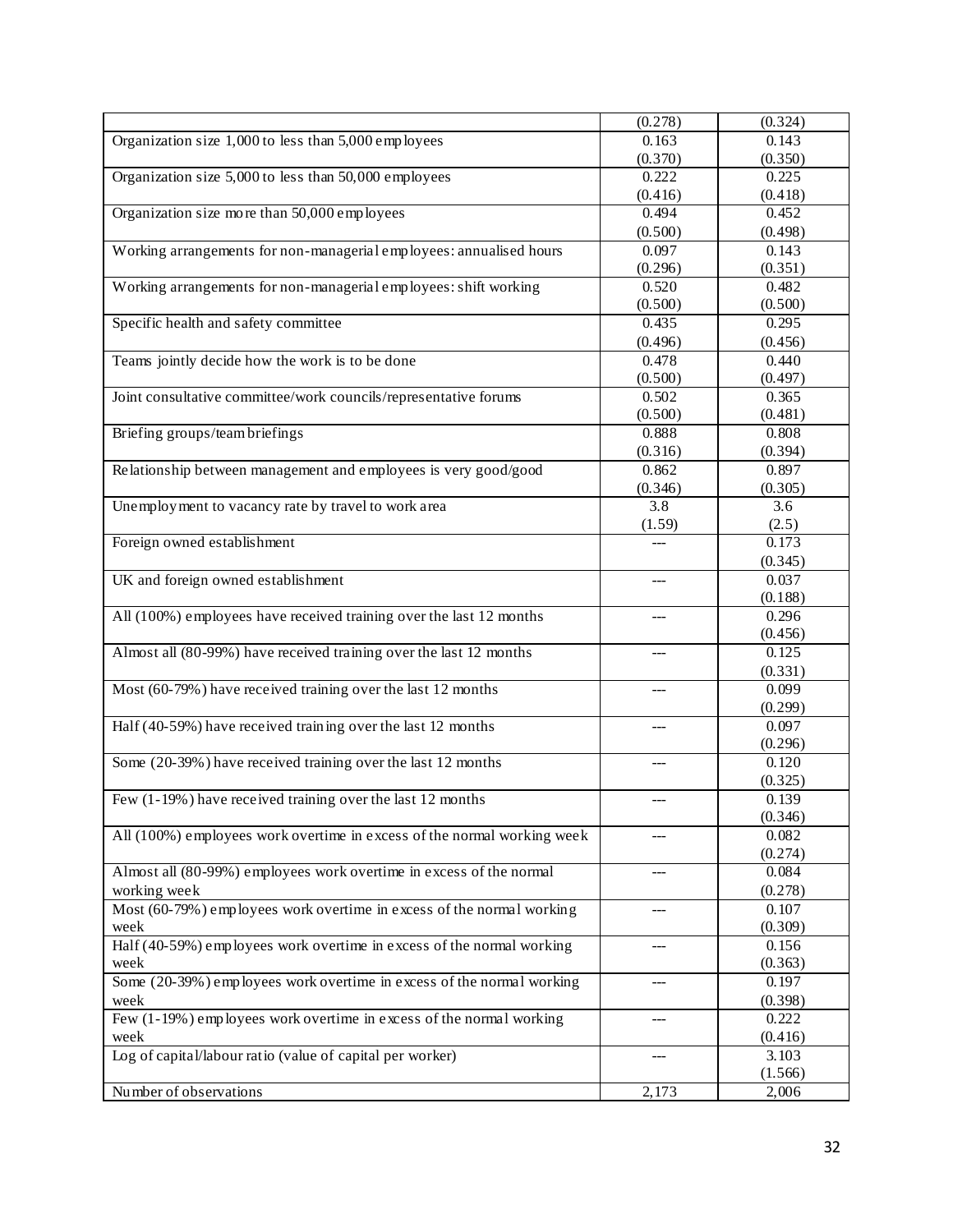| | | |
|---|---|---|
| | (0.278) | (0.324) |
| Organization size 1,000 to less than 5,000 employees | 0.163<br>(0.370) | 0.143<br>(0.350) |
| Organization size 5,000 to less than 50,000 employees | 0.222<br>(0.416) | 0.225<br>(0.418) |
| Organization size more than 50,000 employees | 0.494<br>(0.500) | 0.452<br>(0.498) |
| Working arrangements for non-managerial employees: annualised hours | 0.097<br>(0.296) | 0.143<br>(0.351) |
| Working arrangements for non-managerial employees: shift working | 0.520<br>(0.500) | 0.482<br>(0.500) |
| Specific health and safety committee | 0.435<br>(0.496) | 0.295<br>(0.456) |
| Teams jointly decide how the work is to be done | 0.478<br>(0.500) | 0.440<br>(0.497) |
| Joint consultative committee/work councils/representative forums | 0.502<br>(0.500) | 0.365<br>(0.481) |
| Briefing groups/team briefings | 0.888<br>(0.316) | 0.808<br>(0.394) |
| Relationship between management and employees is very good/good | 0.862<br>(0.346) | 0.897<br>(0.305) |
| Unemployment to vacancy rate by travel to work area | 3.8<br>(1.59) | 3.6<br>(2.5) |
| Foreign owned establishment | --- | 0.173<br>(0.345) |
| UK and foreign owned establishment | --- | 0.037<br>(0.188) |
| All (100%) employees have received training over the last 12 months | --- | 0.296<br>(0.456) |
| Almost all (80-99%) have received training over the last 12 months | --- | 0.125<br>(0.331) |
| Most (60-79%) have received training over the last 12 months | --- | 0.099<br>(0.299) |
| Half (40-59%) have received training over the last 12 months | --- | 0.097<br>(0.296) |
| Some (20-39%) have received training over the last 12 months | --- | 0.120<br>(0.325) |
| Few (1-19%) have received training over the last 12 months | --- | 0.139<br>(0.346) |
| All (100%) employees work overtime in excess of the normal working week | --- | 0.082<br>(0.274) |
| Almost all (80-99%) employees work overtime in excess of the normal working week | --- | 0.084<br>(0.278) |
| Most (60-79%) employees work overtime in excess of the normal working week | --- | 0.107<br>(0.309) |
| Half (40-59%) employees work overtime in excess of the normal working week | --- | 0.156<br>(0.363) |
| Some (20-39%) employees work overtime in excess of the normal working week | --- | 0.197<br>(0.398) |
| Few (1-19%) employees work overtime in excess of the normal working week | --- | 0.222<br>(0.416) |
| Log of capital/labour ratio (value of capital per worker) | --- | 3.103<br>(1.566) |
| Number of observations | 2,173 | 2,006 |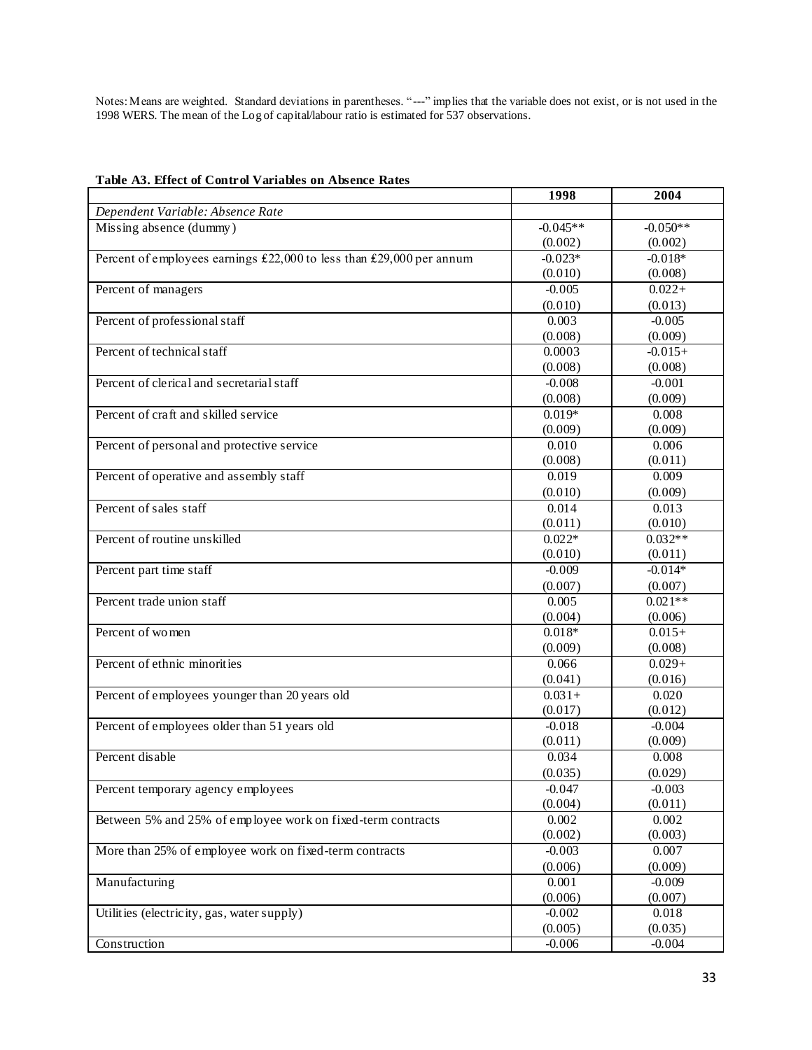Notes: Means are weighted. Standard deviations in parentheses. "---" implies that the variable does not exist, or is not used in the 1998 WERS. The mean of the Log of capital/labour ratio is estimated for 537 observations.

**Table A3. Effect of Control Variables on Absence Rates**

| | 1998 | 2004 |
|---|---|---|
| *Dependent Variable: Absence Rate* | | |
| Missing absence (dummy) | -0.045**<br>(0.002) | -0.050**<br>(0.002) |
| Percent of employees earnings £22,000 to less than £29,000 per annum | -0.023*<br>(0.010) | -0.018*<br>(0.008) |
| Percent of managers | -0.005<br>(0.010) | 0.022+<br>(0.013) |
| Percent of professional staff | 0.003<br>(0.008) | -0.005<br>(0.009) |
| Percent of technical staff | 0.0003<br>(0.008) | -0.015+<br>(0.008) |
| Percent of clerical and secretarial staff | -0.008<br>(0.008) | -0.001<br>(0.009) |
| Percent of craft and skilled service | 0.019*<br>(0.009) | 0.008<br>(0.009) |
| Percent of personal and protective service | 0.010<br>(0.008) | 0.006<br>(0.011) |
| Percent of operative and assembly staff | 0.019<br>(0.010) | 0.009<br>(0.009) |
| Percent of sales staff | 0.014<br>(0.011) | 0.013<br>(0.010) |
| Percent of routine unskilled | 0.022*<br>(0.010) | 0.032**<br>(0.011) |
| Percent part time staff | -0.009<br>(0.007) | -0.014*<br>(0.007) |
| Percent trade union staff | 0.005<br>(0.004) | 0.021**<br>(0.006) |
| Percent of women | 0.018*<br>(0.009) | 0.015+<br>(0.008) |
| Percent of ethnic minorities | 0.066<br>(0.041) | 0.029+<br>(0.016) |
| Percent of employees younger than 20 years old | 0.031+<br>(0.017) | 0.020<br>(0.012) |
| Percent of employees older than 51 years old | -0.018<br>(0.011) | -0.004<br>(0.009) |
| Percent disable | 0.034<br>(0.035) | 0.008<br>(0.029) |
| Percent temporary agency employees | -0.047<br>(0.004) | -0.003<br>(0.011) |
| Between 5% and 25% of employee work on fixed-term contracts | 0.002<br>(0.002) | 0.002<br>(0.003) |
| More than 25% of employee work on fixed-term contracts | -0.003<br>(0.006) | 0.007<br>(0.009) |
| Manufacturing | 0.001<br>(0.006) | -0.009<br>(0.007) |
| Utilities (electricity, gas, water supply) | -0.002<br>(0.005) | 0.018<br>(0.035) |
| Construction | -0.006 | -0.004 |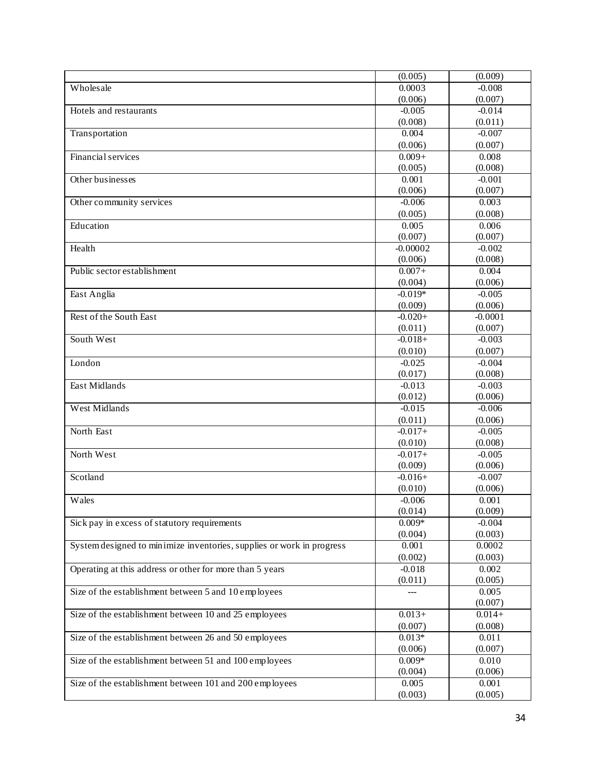| | | |
|---|---|---|
| | (0.005) | (0.009) |
| Wholesale | 0.0003 | -0.008 |
| | (0.006) | (0.007) |
| Hotels and restaurants | -0.005 | -0.014 |
| | (0.008) | (0.011) |
| Transportation | 0.004 | -0.007 |
| | (0.006) | (0.007) |
| Financial services | 0.009+ | 0.008 |
| | (0.005) | (0.008) |
| Other businesses | 0.001 | -0.001 |
| | (0.006) | (0.007) |
| Other community services | -0.006 | 0.003 |
| | (0.005) | (0.008) |
| Education | 0.005 | 0.006 |
| | (0.007) | (0.007) |
| Health | -0.00002 | -0.002 |
| | (0.006) | (0.008) |
| Public sector establishment | 0.007+ | 0.004 |
| | (0.004) | (0.006) |
| East Anglia | -0.019* | -0.005 |
| | (0.009) | (0.006) |
| Rest of the South East | -0.020+ | -0.0001 |
| | (0.011) | (0.007) |
| South West | -0.018+ | -0.003 |
| | (0.010) | (0.007) |
| London | -0.025 | -0.004 |
| | (0.017) | (0.008) |
| East Midlands | -0.013 | -0.003 |
| | (0.012) | (0.006) |
| West Midlands | -0.015 | -0.006 |
| | (0.011) | (0.006) |
| North East | -0.017+ | -0.005 |
| | (0.010) | (0.008) |
| North West | -0.017+ | -0.005 |
| | (0.009) | (0.006) |
| Scotland | -0.016+ | -0.007 |
| | (0.010) | (0.006) |
| Wales | -0.006 | 0.001 |
| | (0.014) | (0.009) |
| Sick pay in excess of statutory requirements | 0.009* | -0.004 |
| | (0.004) | (0.003) |
| System designed to minimize inventories, supplies or work in progress | 0.001 | 0.0002 |
| | (0.002) | (0.003) |
| Operating at this address or other for more than 5 years | -0.018 | 0.002 |
| | (0.011) | (0.005) |
| Size of the establishment between 5 and 10 employees | --- | 0.005 |
| | | (0.007) |
| Size of the establishment between 10 and 25 employees | 0.013+ | 0.014+ |
| | (0.007) | (0.008) |
| Size of the establishment between 26 and 50 employees | 0.013* | 0.011 |
| | (0.006) | (0.007) |
| Size of the establishment between 51 and 100 employees | 0.009* | 0.010 |
| | (0.004) | (0.006) |
| Size of the establishment between 101 and 200 employees | 0.005 | 0.001 |
| | (0.003) | (0.005) |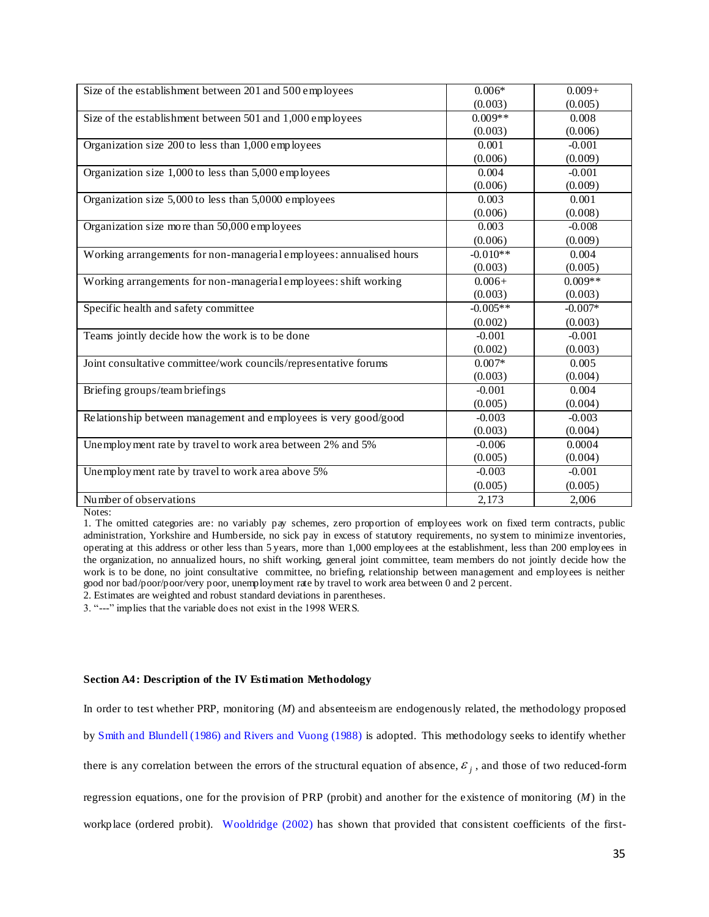| | | |
|---|---|---|
| Size of the establishment between 201 and 500 employees | 0.006* | 0.009+ |
| | (0.003) | (0.005) |
| Size of the establishment between 501 and 1,000 employees | 0.009** | 0.008 |
| | (0.003) | (0.006) |
| Organization size 200 to less than 1,000 employees | 0.001 | -0.001 |
| | (0.006) | (0.009) |
| Organization size 1,000 to less than 5,000 employees | 0.004 | -0.001 |
| | (0.006) | (0.009) |
| Organization size 5,000 to less than 5,0000 employees | 0.003 | 0.001 |
| | (0.006) | (0.008) |
| Organization size more than 50,000 employees | 0.003 | -0.008 |
| | (0.006) | (0.009) |
| Working arrangements for non-managerial employees: annualised hours | -0.010** | 0.004 |
| | (0.003) | (0.005) |
| Working arrangements for non-managerial employees: shift working | 0.006+ | 0.009** |
| | (0.003) | (0.003) |
| Specific health and safety committee | -0.005** | -0.007* |
| | (0.002) | (0.003) |
| Teams jointly decide how the work is to be done | -0.001 | -0.001 |
| | (0.002) | (0.003) |
| Joint consultative committee/work councils/representative forums | 0.007* | 0.005 |
| | (0.003) | (0.004) |
| Briefing groups/team briefings | -0.001 | 0.004 |
| | (0.005) | (0.004) |
| Relationship between management and employees is very good/good | -0.003 | -0.003 |
| | (0.003) | (0.004) |
| Unemployment rate by travel to work area between 2% and 5% | -0.006 | 0.0004 |
| | (0.005) | (0.004) |
| Unemployment rate by travel to work area above 5% | -0.003 | -0.001 |
| | (0.005) | (0.005) |
| Number of observations | 2,173 | 2,006 |

Notes:

1. The omitted categories are: no variably pay schemes, zero proportion of employees work on fixed term contracts, public administration, Yorkshire and Humberside, no sick pay in excess of statutory requirements, no system to minimize inventories, operating at this address or other less than 5 years, more than 1,000 employees at the establishment, less than 200 employees in the organization, no annualized hours, no shift working, general joint committee, team members do not jointly decide how the work is to be done, no joint consultative committee, no briefing, relationship between management and employees is neither good nor bad/poor/poor/very poor, unemployment rate by travel to work area between 0 and 2 percent.

2. Estimates are weighted and robust standard deviations in parentheses.

3. "---" implies that the variable does not exist in the 1998 WERS.

**Section A4: Description of the IV Estimation Methodology**

In order to test whether PRP, monitoring (*M*) and absenteeism are endogenously related, the methodology proposed by Smith and Blundell (1986) and Rivers and Vuong (1988) is adopted. This methodology seeks to identify whether there is any correlation between the errors of the structural equation of absence, $\varepsilon_j$, and those of two reduced-form regression equations, one for the provision of PRP (probit) and another for the existence of monitoring (*M*) in the workplace (ordered probit). Wooldridge (2002) has shown that provided that consistent coefficients of the first-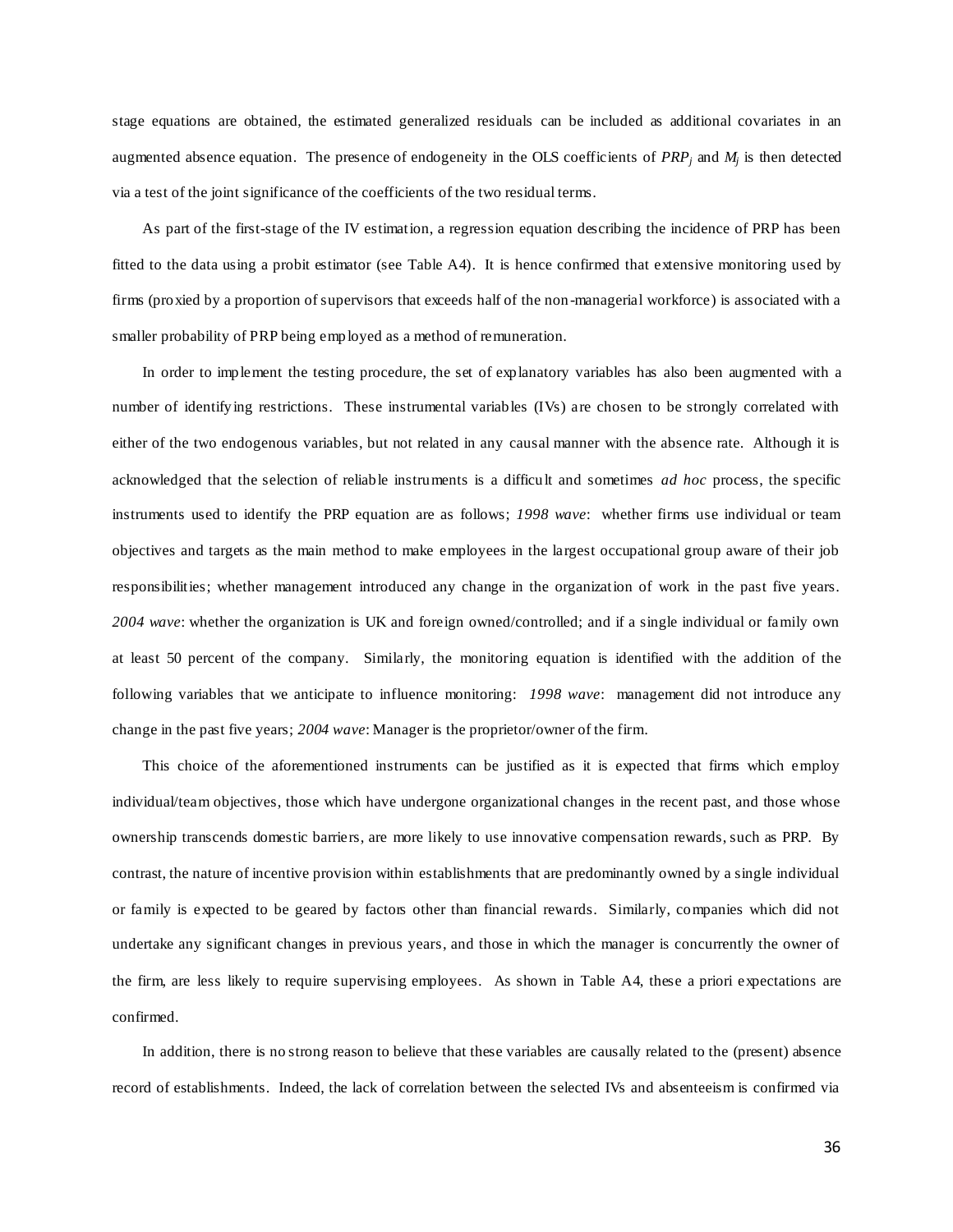stage equations are obtained, the estimated generalized residuals can be included as additional covariates in an augmented absence equation. The presence of endogeneity in the OLS coefficients of $PRP_j$ and $M_j$ is then detected via a test of the joint significance of the coefficients of the two residual terms.

As part of the first-stage of the IV estimation, a regression equation describing the incidence of PRP has been fitted to the data using a probit estimator (see Table A4). It is hence confirmed that extensive monitoring used by firms (proxied by a proportion of supervisors that exceeds half of the non-managerial workforce) is associated with a smaller probability of PRP being employed as a method of remuneration.

In order to implement the testing procedure, the set of explanatory variables has also been augmented with a number of identifying restrictions. These instrumental variables (IVs) are chosen to be strongly correlated with either of the two endogenous variables, but not related in any causal manner with the absence rate. Although it is acknowledged that the selection of reliable instruments is a difficult and sometimes *ad hoc* process, the specific instruments used to identify the PRP equation are as follows; *1998 wave*: whether firms use individual or team objectives and targets as the main method to make employees in the largest occupational group aware of their job responsibilities; whether management introduced any change in the organization of work in the past five years. *2004 wave*: whether the organization is UK and foreign owned/controlled; and if a single individual or family own at least 50 percent of the company. Similarly, the monitoring equation is identified with the addition of the following variables that we anticipate to influence monitoring: *1998 wave*: management did not introduce any change in the past five years; *2004 wave*: Manager is the proprietor/owner of the firm.

This choice of the aforementioned instruments can be justified as it is expected that firms which employ individual/team objectives, those which have undergone organizational changes in the recent past, and those whose ownership transcends domestic barriers, are more likely to use innovative compensation rewards, such as PRP. By contrast, the nature of incentive provision within establishments that are predominantly owned by a single individual or family is expected to be geared by factors other than financial rewards. Similarly, companies which did not undertake any significant changes in previous years, and those in which the manager is concurrently the owner of the firm, are less likely to require supervising employees. As shown in Table A4, these a priori expectations are confirmed.

In addition, there is no strong reason to believe that these variables are causally related to the (present) absence record of establishments. Indeed, the lack of correlation between the selected IVs and absenteeism is confirmed via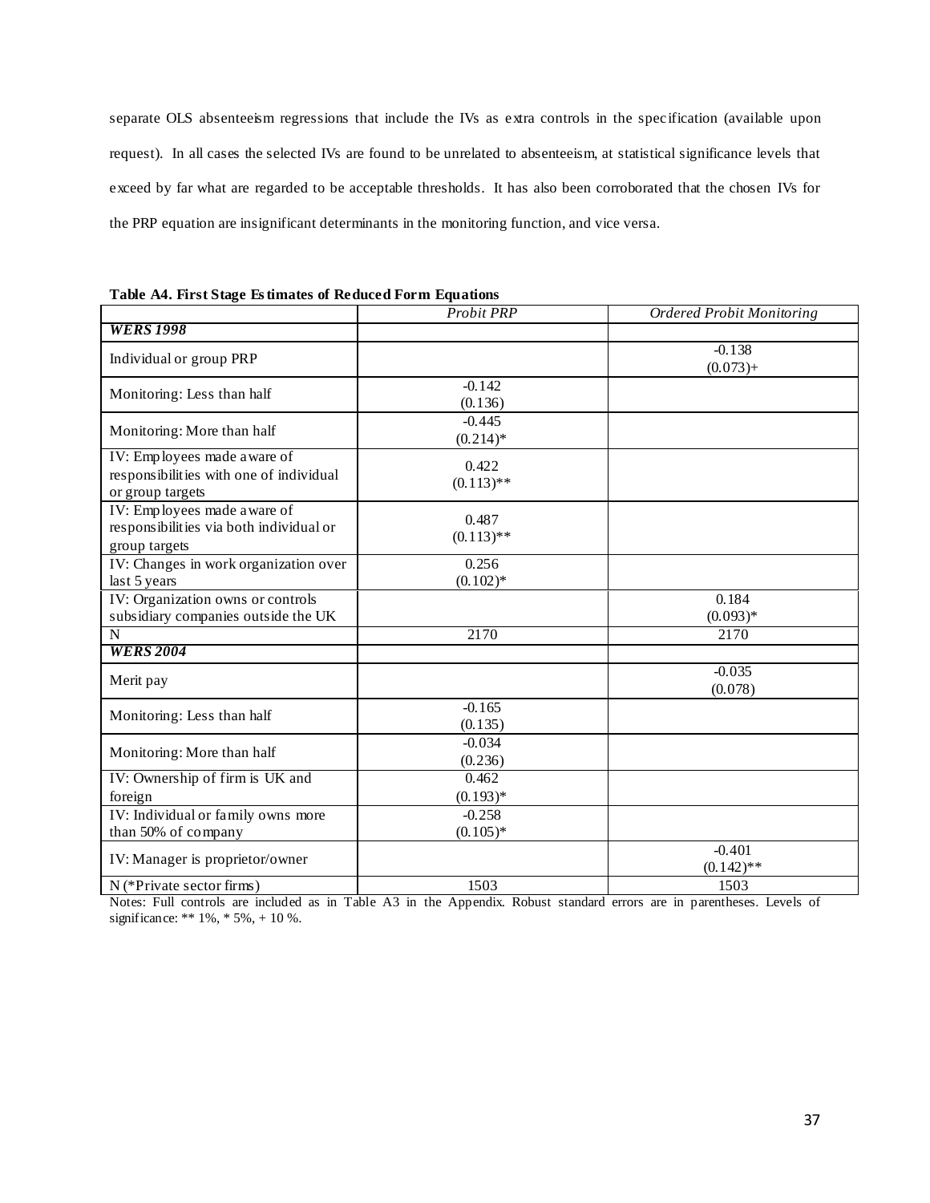separate OLS absenteeism regressions that include the IVs as extra controls in the specification (available upon request). In all cases the selected IVs are found to be unrelated to absenteeism, at statistical significance levels that exceed by far what are regarded to be acceptable thresholds. It has also been corroborated that the chosen IVs for the PRP equation are insignificant determinants in the monitoring function, and vice versa.

**Table A4. First Stage Estimates of Reduced Form Equations**

| | *Probit PRP* | *Ordered Probit Monitoring* |
|---|---|---|
| ***WERS 1998*** | | |
| Individual or group PRP | | -0.138 (0.073)+ |
| Monitoring: Less than half | -0.142 (0.136) | |
| Monitoring: More than half | -0.445 (0.214)* | |
| IV: Employees made aware of responsibilities with one of individual or group targets | 0.422 (0.113)** | |
| IV: Employees made aware of responsibilities via both individual or group targets | 0.487 (0.113)** | |
| IV: Changes in work organization over last 5 years | 0.256 (0.102)* | |
| IV: Organization owns or controls subsidiary companies outside the UK | | 0.184 (0.093)* |
| N | 2170 | 2170 |
| ***WERS 2004*** | | |
| Merit pay | | -0.035 (0.078) |
| Monitoring: Less than half | -0.165 (0.135) | |
| Monitoring: More than half | -0.034 (0.236) | |
| IV: Ownership of firm is UK and foreign | 0.462 (0.193)* | |
| IV: Individual or family owns more than 50% of company | -0.258 (0.105)* | |
| IV: Manager is proprietor/owner | | -0.401 (0.142)** |
| N (*Private sector firms) | 1503 | 1503 |

Notes: Full controls are included as in Table A3 in the Appendix. Robust standard errors are in parentheses. Levels of significance: ** 1%, * 5%, + 10 %.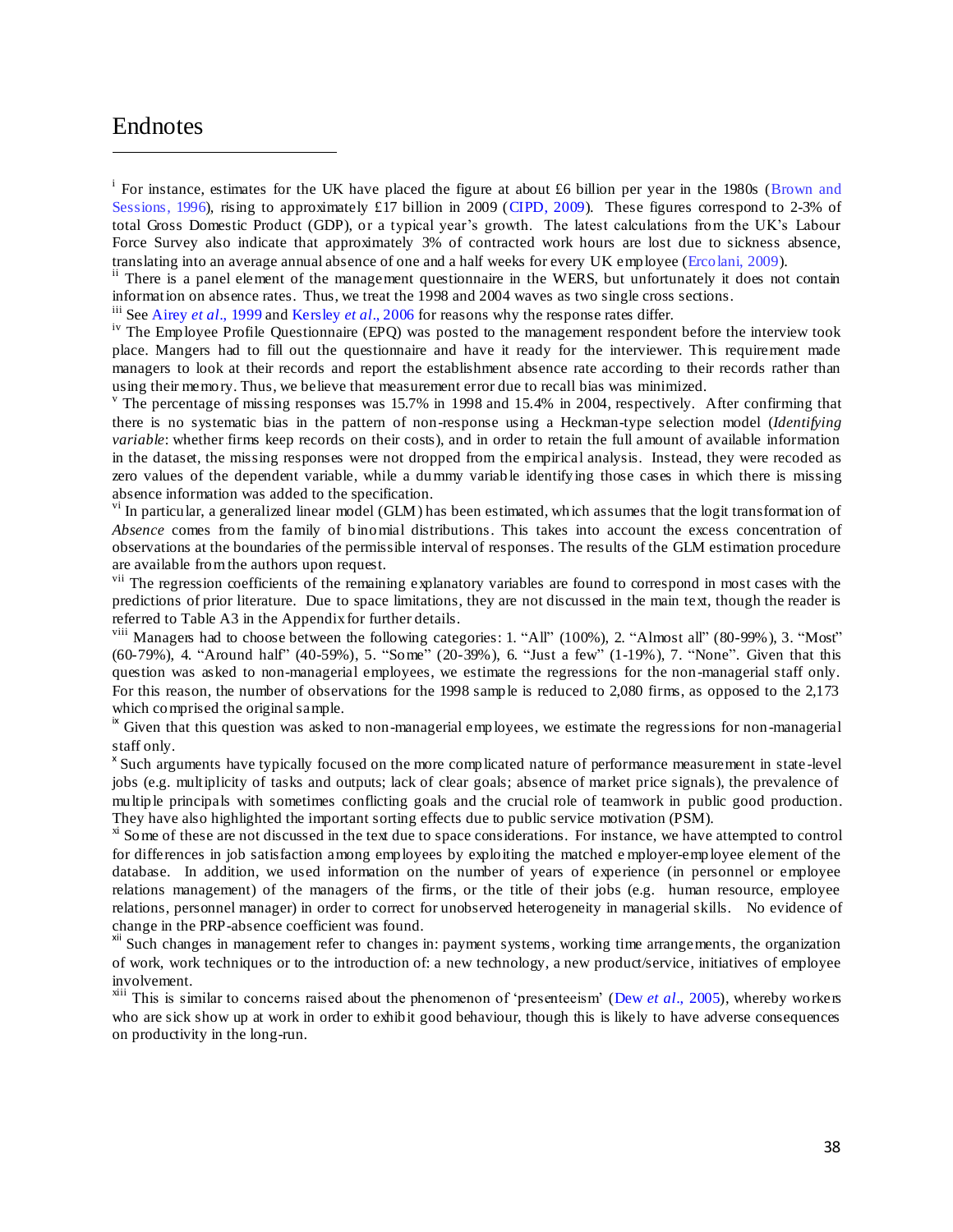# Endnotes

[i] For instance, estimates for the UK have placed the figure at about £6 billion per year in the 1980s (Brown and Sessions, 1996), rising to approximately £17 billion in 2009 (CIPD, 2009). These figures correspond to 2-3% of total Gross Domestic Product (GDP), or a typical year's growth. The latest calculations from the UK's Labour Force Survey also indicate that approximately 3% of contracted work hours are lost due to sickness absence, translating into an average annual absence of one and a half weeks for every UK employee (Ercolani, 2009).

[ii] There is a panel element of the management questionnaire in the WERS, but unfortunately it does not contain information on absence rates. Thus, we treat the 1998 and 2004 waves as two single cross sections.

[iii] See Airey *et al*., 1999 and Kersley *et al*., 2006 for reasons why the response rates differ.

[iv] The Employee Profile Questionnaire (EPQ) was posted to the management respondent before the interview took place. Mangers had to fill out the questionnaire and have it ready for the interviewer. This requirement made managers to look at their records and report the establishment absence rate according to their records rather than using their memory. Thus, we believe that measurement error due to recall bias was minimized.

[v] The percentage of missing responses was 15.7% in 1998 and 15.4% in 2004, respectively. After confirming that there is no systematic bias in the pattern of non-response using a Heckman-type selection model (*Identifying variable*: whether firms keep records on their costs), and in order to retain the full amount of available information in the dataset, the missing responses were not dropped from the empirical analysis. Instead, they were recoded as zero values of the dependent variable, while a dummy variable identifying those cases in which there is missing absence information was added to the specification.

[vi] In particular, a generalized linear model (GLM) has been estimated, which assumes that the logit transformation of *Absence* comes from the family of binomial distributions. This takes into account the excess concentration of observations at the boundaries of the permissible interval of responses. The results of the GLM estimation procedure are available from the authors upon request.

[vii] The regression coefficients of the remaining explanatory variables are found to correspond in most cases with the predictions of prior literature. Due to space limitations, they are not discussed in the main text, though the reader is referred to Table A3 in the Appendix for further details.

[viii] Managers had to choose between the following categories: 1. "All" (100%), 2. "Almost all" (80-99%), 3. "Most" (60-79%), 4. "Around half" (40-59%), 5. "Some" (20-39%), 6. "Just a few" (1-19%), 7. "None". Given that this question was asked to non-managerial employees, we estimate the regressions for the non-managerial staff only. For this reason, the number of observations for the 1998 sample is reduced to 2,080 firms, as opposed to the 2,173 which comprised the original sample.

[ix] Given that this question was asked to non-managerial employees, we estimate the regressions for non-managerial staff only.

[x] Such arguments have typically focused on the more complicated nature of performance measurement in state-level jobs (e.g. multiplicity of tasks and outputs; lack of clear goals; absence of market price signals), the prevalence of multiple principals with sometimes conflicting goals and the crucial role of teamwork in public good production. They have also highlighted the important sorting effects due to public service motivation (PSM).

[xi] Some of these are not discussed in the text due to space considerations. For instance, we have attempted to control for differences in job satisfaction among employees by exploiting the matched employer-employee element of the database. In addition, we used information on the number of years of experience (in personnel or employee relations management) of the managers of the firms, or the title of their jobs (e.g. human resource, employee relations, personnel manager) in order to correct for unobserved heterogeneity in managerial skills. No evidence of change in the PRP-absence coefficient was found.

[xii] Such changes in management refer to changes in: payment systems, working time arrangements, the organization of work, work techniques or to the introduction of: a new technology, a new product/service, initiatives of employee involvement.

[xiii] This is similar to concerns raised about the phenomenon of 'presenteeism' (Dew *et al*., 2005), whereby workers who are sick show up at work in order to exhibit good behaviour, though this is likely to have adverse consequences on productivity in the long-run.